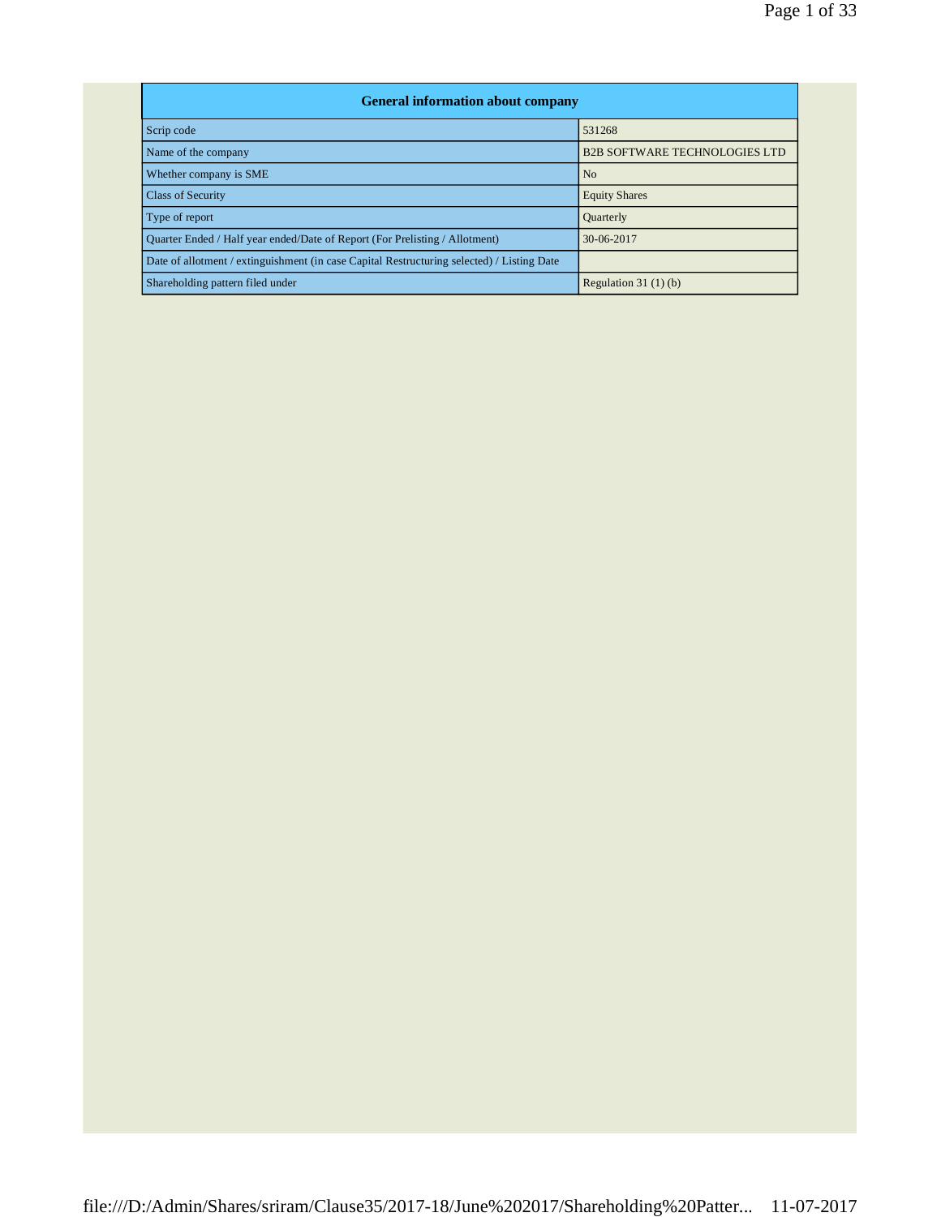| General information about company | |
|---|---|
| Scrip code | 531268 |
| Name of the company | B2B SOFTWARE TECHNOLOGIES LTD |
| Whether company is SME | No |
| Class of Security | Equity Shares |
| Type of report | Quarterly |
| Quarter Ended / Half year ended/Date of Report (For Prelisting / Allotment) | 30-06-2017 |
| Date of allotment / extinguishment (in case Capital Restructuring selected) / Listing Date | |
| Shareholding pattern filed under | Regulation 31 (1) (b) |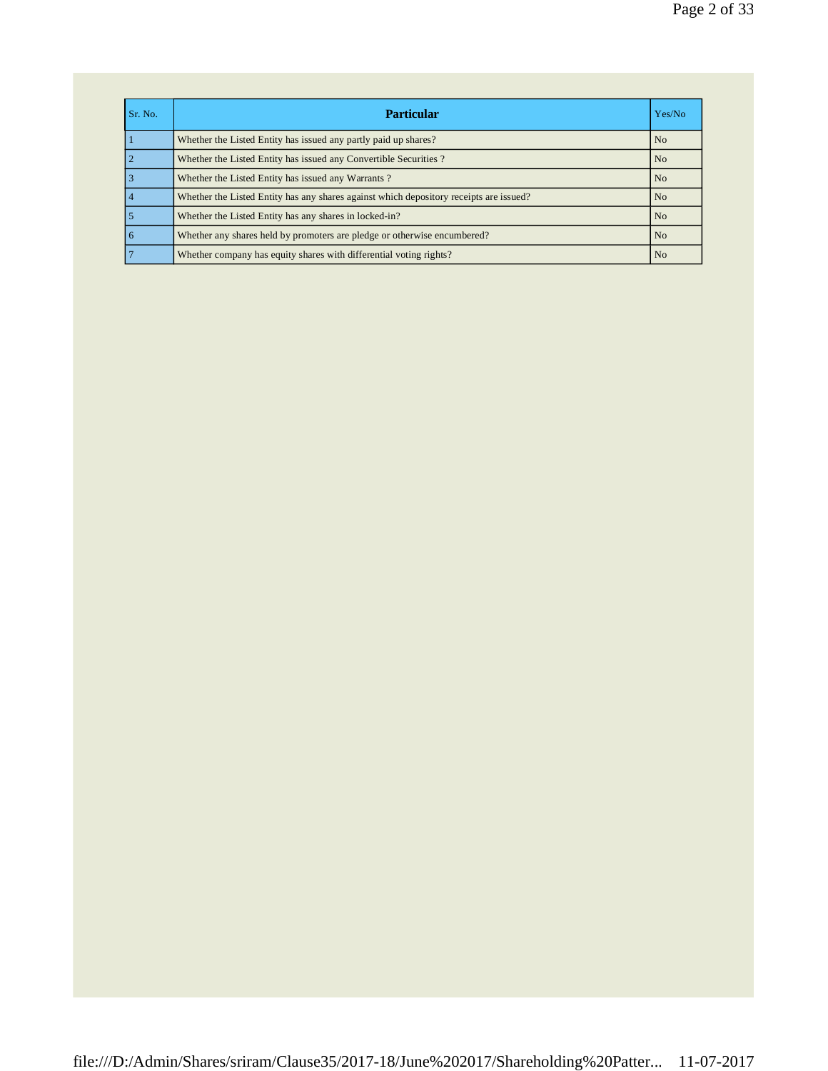| Sr. No. | Particular | Yes/No |
| --- | --- | --- |
| 1 | Whether the Listed Entity has issued any partly paid up shares? | No |
| 2 | Whether the Listed Entity has issued any Convertible Securities ? | No |
| 3 | Whether the Listed Entity has issued any Warrants ? | No |
| 4 | Whether the Listed Entity has any shares against which depository receipts are issued? | No |
| 5 | Whether the Listed Entity has any shares in locked-in? | No |
| 6 | Whether any shares held by promoters are pledge or otherwise encumbered? | No |
| 7 | Whether company has equity shares with differential voting rights? | No |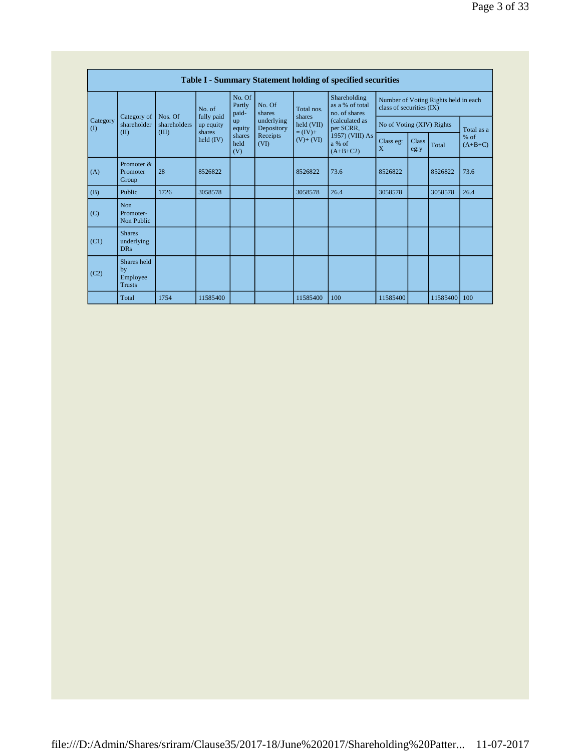| Table I - Summary Statement holding of specified securities | | | | | | | | | | | | |
|---|---|---|---|---|---|---|---|---|---|---|---|---|
| Category (I) | Category of shareholder (II) | Nos. Of shareholders (III) | No. of fully paid up equity shares held (IV) | No. Of Partly paid-up equity shares held (V) | No. Of shares underlying Depository Receipts (VI) | Total nos. shares held (VII) = (IV)+ (V)+ (VI) | Shareholding as a % of total no. of shares (calculated as per SCRR, 1957) (VIII) As a % of (A+B+C2) | Number of Voting Rights held in each class of securities (IX) | | | |
| | | | | | | | | No of Voting (XIV) Rights | | | Total as a % of (A+B+C) |
| | | | | | | | | Class eg: X | Class eg:y | Total | |
| (A) | Promoter & Promoter Group | 28 | 8526822 | | | 8526822 | 73.6 | 8526822 | | 8526822 | 73.6 |
| (B) | Public | 1726 | 3058578 | | | 3058578 | 26.4 | 3058578 | | 3058578 | 26.4 |
| (C) | Non Promoter- Non Public | | | | | | | | | | |
| (C1) | Shares underlying DRs | | | | | | | | | | |
| (C2) | Shares held by Employee Trusts | | | | | | | | | | |
| | Total | 1754 | 11585400 | | | 11585400 | 100 | 11585400 | | 11585400 | 100 |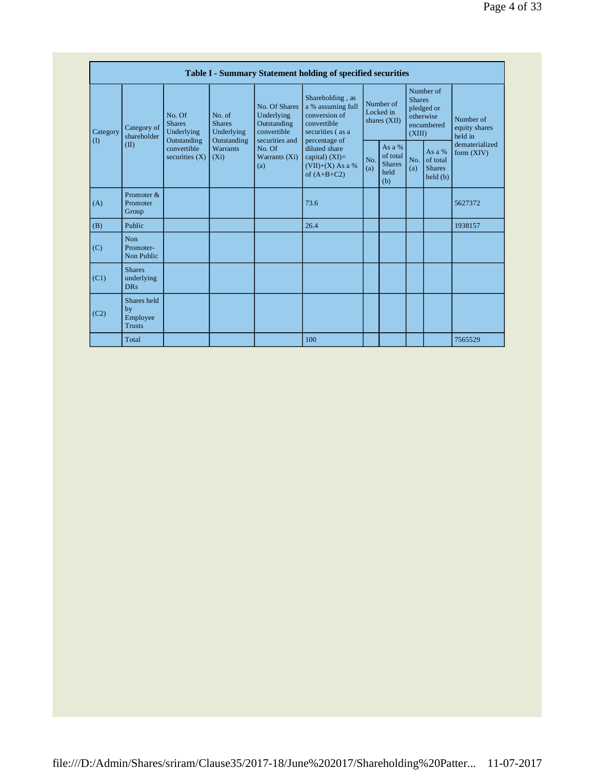| Table I - Summary Statement holding of specified securities | | | | | | | | | | |
|---|---|---|---|---|---|---|---|---|---|---|
| Category (I) | Category of shareholder (II) | No. Of Shares Underlying Outstanding convertible securities (X) | No. of Shares Underlying Outstanding Warrants (Xi) | No. Of Shares Underlying Outstanding convertible securities and No. Of Warrants (Xi) (a) | Shareholding , as a % assuming full conversion of convertible securities ( as a percentage of diluted share capital) (XI)= (VII)+(X) As a % of (A+B+C2) | Number of Locked in shares (XII) | | Number of Shares pledged or otherwise encumbered (XIII) | | Number of equity shares held in dematerialized form (XIV) |
| | | | | | | No. (a) | As a % of total Shares held (b) | No. (a) | As a % of total Shares held (b) | |
| (A) | Promoter & Promoter Group | | | | 73.6 | | | | | 5627372 |
| (B) | Public | | | | 26.4 | | | | | 1938157 |
| (C) | Non Promoter- Non Public | | | | | | | | | |
| (C1) | Shares underlying DRs | | | | | | | | | |
| (C2) | Shares held by Employee Trusts | | | | | | | | | |
| | Total | | | | 100 | | | | | 7565529 |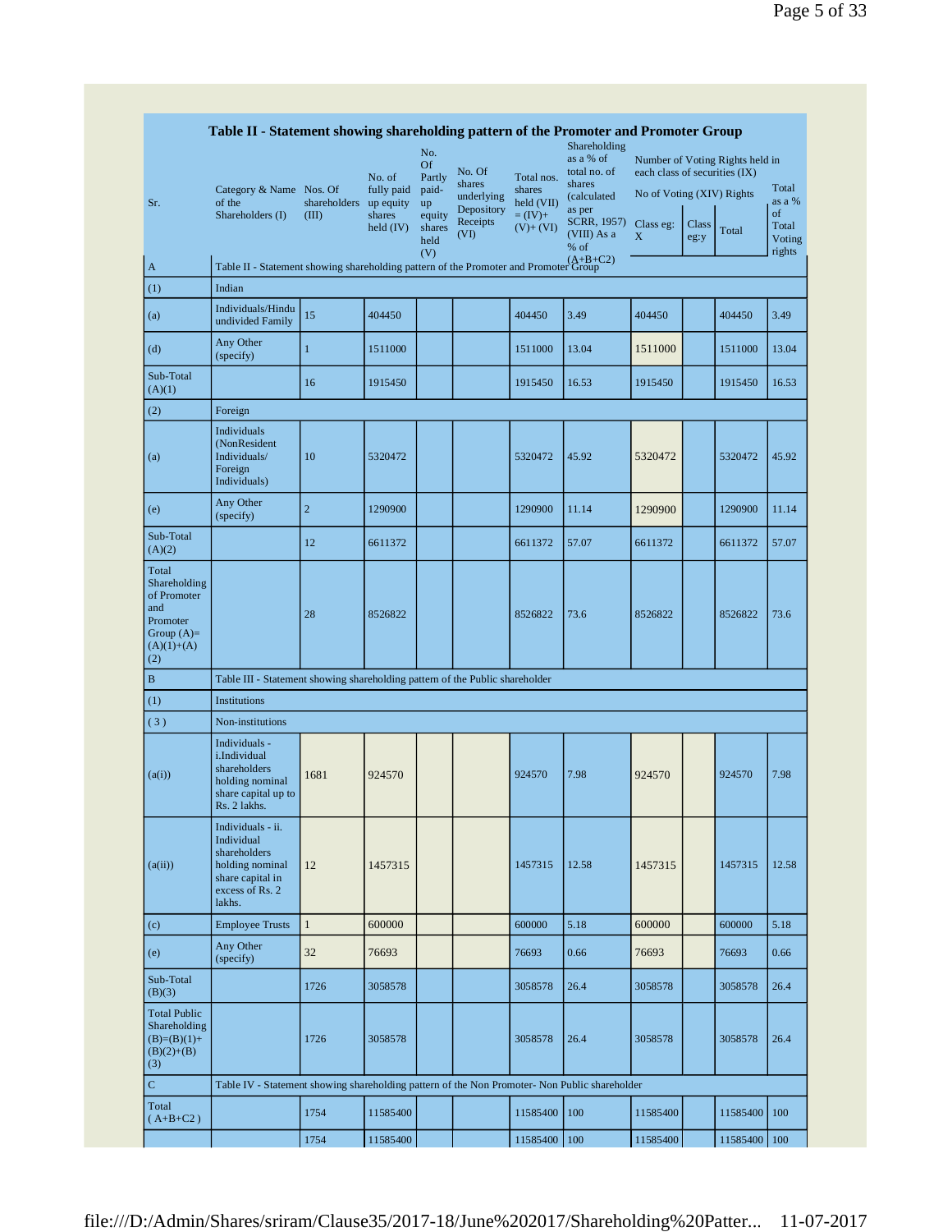## Table II - Statement showing shareholding pattern of the Promoter and Promoter Group

| Sr. | Category & Name of the Shareholders (I) | Nos. Of shareholders (III) | No. of fully paid up equity shares held (IV) | No. Of Partly paid-up equity shares held (V) | No. Of shares underlying Depository Receipts (VI) | Total nos. shares held (VII) = (IV)+ (V)+ (VI) | Shareholding as a % of total no. of shares (calculated as per SCRR, 1957) (VIII) As a % of (A+B+C2) | Number of Voting Rights held in each class of securities (IX) | | | |
|---|---|---|---|---|---|---|---|---|---|---|---|
| | | | | | | | | No of Voting (XIV) Rights | | | Total as a % of Total Voting rights |
| | | | | | | | | Class eg: X | Class eg:y | Total | |
| A | Table II - Statement showing shareholding pattern of the Promoter and Promoter Group | | | | | | | | | | |
| (1) | Indian | | | | | | | | | | |
| (a) | Individuals/Hindu undivided Family | 15 | 404450 | | | 404450 | 3.49 | 404450 | | 404450 | 3.49 |
| (d) | Any Other (specify) | 1 | 1511000 | | | 1511000 | 13.04 | 1511000 | | 1511000 | 13.04 |
| Sub-Total (A)(1) | | 16 | 1915450 | | | 1915450 | 16.53 | 1915450 | | 1915450 | 16.53 |
| (2) | Foreign | | | | | | | | | | |
| (a) | Individuals (NonResident Individuals/ Foreign Individuals) | 10 | 5320472 | | | 5320472 | 45.92 | 5320472 | | 5320472 | 45.92 |
| (e) | Any Other (specify) | 2 | 1290900 | | | 1290900 | 11.14 | 1290900 | | 1290900 | 11.14 |
| Sub-Total (A)(2) | | 12 | 6611372 | | | 6611372 | 57.07 | 6611372 | | 6611372 | 57.07 |
| Total Shareholding of Promoter and Promoter Group (A)= (A)(1)+(A)(2) | | 28 | 8526822 | | | 8526822 | 73.6 | 8526822 | | 8526822 | 73.6 |
| B | Table III - Statement showing shareholding pattern of the Public shareholder | | | | | | | | | | |
| (1) | Institutions | | | | | | | | | | |
| (3) | Non-institutions | | | | | | | | | | |
| (a(i)) | Individuals - i.Individual shareholders holding nominal share capital up to Rs. 2 lakhs. | 1681 | 924570 | | | 924570 | 7.98 | 924570 | | 924570 | 7.98 |
| (a(ii)) | Individuals - ii. Individual shareholders holding nominal share capital in excess of Rs. 2 lakhs. | 12 | 1457315 | | | 1457315 | 12.58 | 1457315 | | 1457315 | 12.58 |
| (c) | Employee Trusts | 1 | 600000 | | | 600000 | 5.18 | 600000 | | 600000 | 5.18 |
| (e) | Any Other (specify) | 32 | 76693 | | | 76693 | 0.66 | 76693 | | 76693 | 0.66 |
| Sub-Total (B)(3) | | 1726 | 3058578 | | | 3058578 | 26.4 | 3058578 | | 3058578 | 26.4 |
| Total Public Shareholding (B)=(B)(1)+(B)(2)+(B)(3) | | 1726 | 3058578 | | | 3058578 | 26.4 | 3058578 | | 3058578 | 26.4 |
| C | Table IV - Statement showing shareholding pattern of the Non Promoter- Non Public shareholder | | | | | | | | | | |
| Total ( A+B+C2 ) | | 1754 | 11585400 | | | 11585400 | 100 | 11585400 | | 11585400 | 100 |
| | | 1754 | 11585400 | | | 11585400 | 100 | 11585400 | | 11585400 | 100 |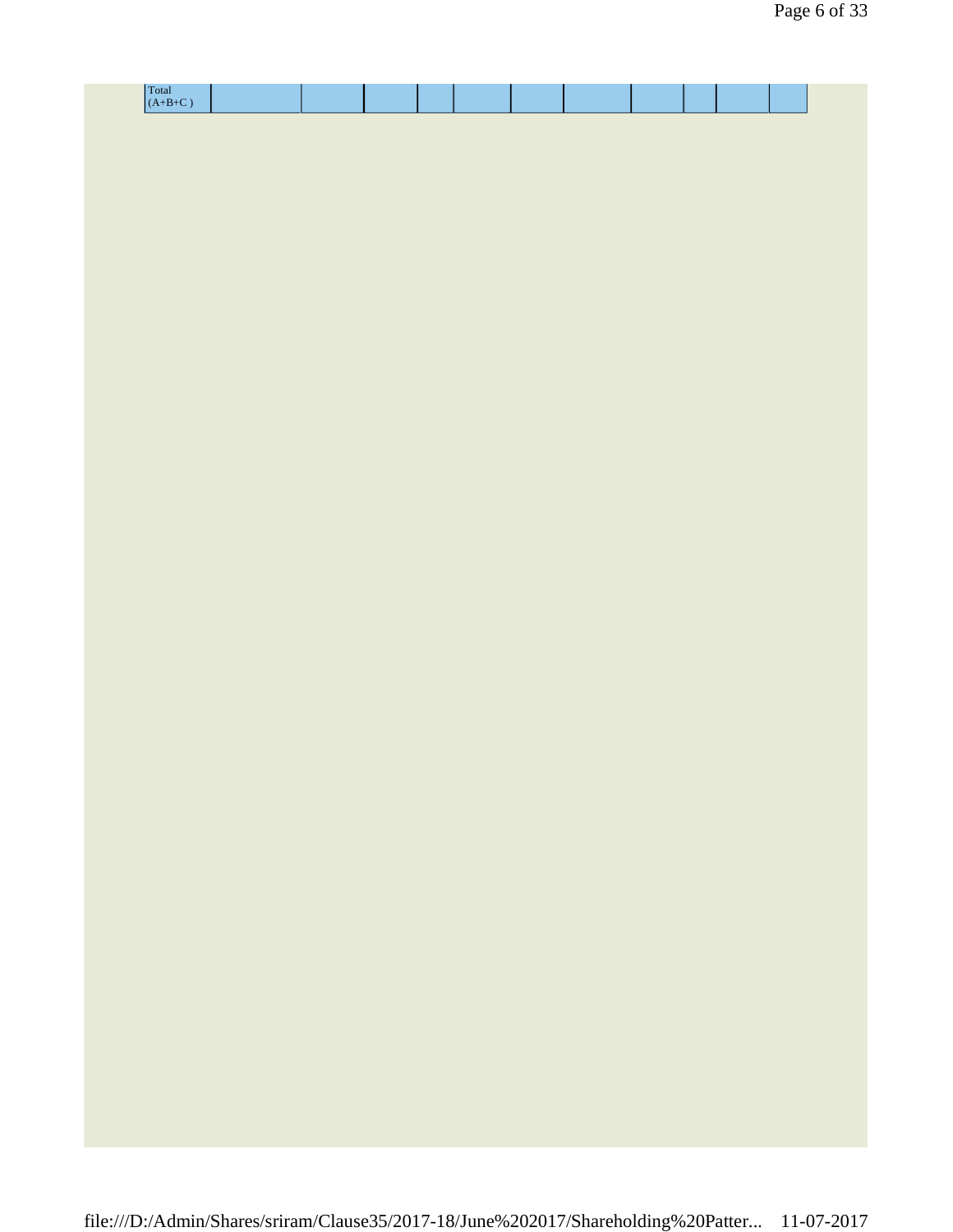| | | | | | | | | | | |
|---|---|---|---|---|---|---|---|---|---|---|
| Total (A+B+C ) | | | | | | | | | | |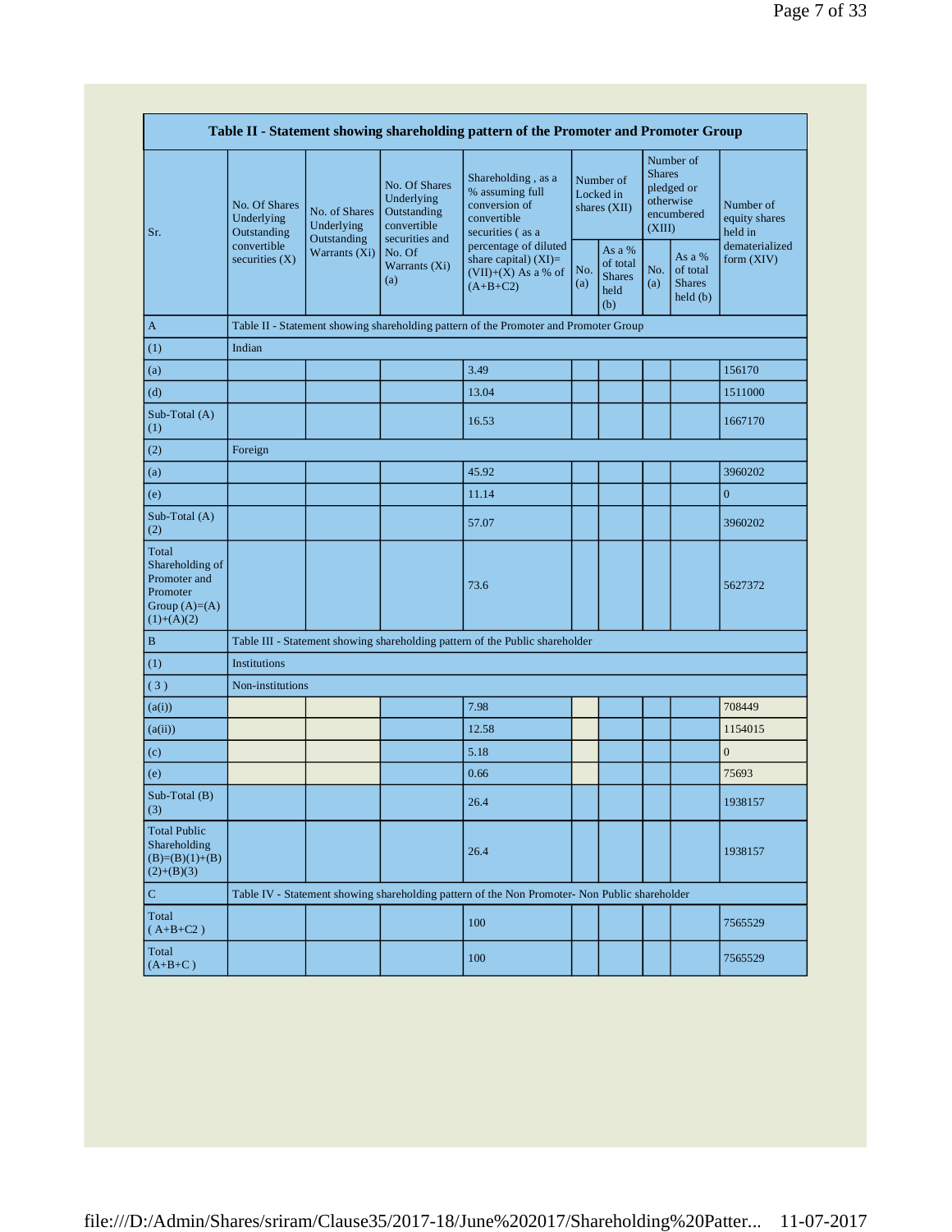| Table II - Statement showing shareholding pattern of the Promoter and Promoter Group | | | | | | | | | |
|---|---|---|---|---|---|---|---|---|---|
| Sr. | No. Of Shares Underlying Outstanding convertible securities (X) | No. of Shares Underlying Outstanding Warrants (Xi) | No. Of Shares Underlying Outstanding convertible securities and No. Of Warrants (Xi) (a) | Shareholding , as a % assuming full conversion of convertible securities ( as a percentage of diluted share capital) (XI)= (VII)+(X) As a % of (A+B+C2) | Number of Locked in shares (XII) | | Number of Shares pledged or otherwise encumbered (XIII) | | Number of equity shares held in dematerialized form (XIV) |
| | | | | | No. (a) | As a % of total Shares held (b) | No. (a) | As a % of total Shares held (b) | |
| A | Table II - Statement showing shareholding pattern of the Promoter and Promoter Group | | | | | | | | |
| (1) | Indian | | | | | | | | |
| (a) | | | | 3.49 | | | | | 156170 |
| (d) | | | | 13.04 | | | | | 1511000 |
| Sub-Total (A) (1) | | | | 16.53 | | | | | 1667170 |
| (2) | Foreign | | | | | | | | |
| (a) | | | | 45.92 | | | | | 3960202 |
| (e) | | | | 11.14 | | | | | 0 |
| Sub-Total (A) (2) | | | | 57.07 | | | | | 3960202 |
| Total Shareholding of Promoter and Promoter Group (A)=(A)(1)+(A)(2) | | | | 73.6 | | | | | 5627372 |
| B | Table III - Statement showing shareholding pattern of the Public shareholder | | | | | | | | |
| (1) | Institutions | | | | | | | | |
| (3) | Non-institutions | | | | | | | | |
| (a(i)) | | | | 7.98 | | | | | 708449 |
| (a(ii)) | | | | 12.58 | | | | | 1154015 |
| (c) | | | | 5.18 | | | | | 0 |
| (e) | | | | 0.66 | | | | | 75693 |
| Sub-Total (B) (3) | | | | 26.4 | | | | | 1938157 |
| Total Public Shareholding (B)=(B)(1)+(B)(2)+(B)(3) | | | | 26.4 | | | | | 1938157 |
| C | Table IV - Statement showing shareholding pattern of the Non Promoter- Non Public shareholder | | | | | | | | |
| Total ( A+B+C2 ) | | | | 100 | | | | | 7565529 |
| Total (A+B+C ) | | | | 100 | | | | | 7565529 |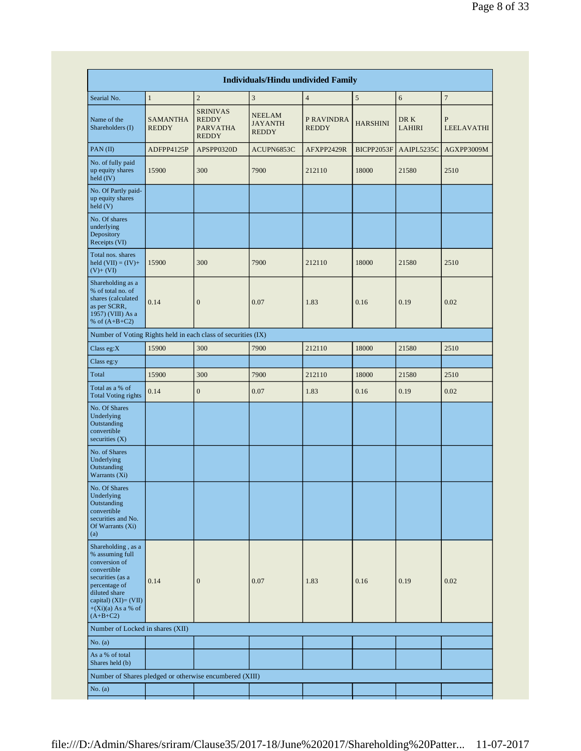| Individuals/Hindu undivided Family | | | | | | | |
|---|---|---|---|---|---|---|---|
| Searial No. | 1 | 2 | 3 | 4 | 5 | 6 | 7 |
| Name of the Shareholders (I) | SAMANTHA REDDY | SRINIVAS REDDY PARVATHA REDDY | NEELAM JAYANTH REDDY | P RAVINDRA REDDY | HARSHINI | DR K LAHIRI | P LEELAVATHI |
| PAN (II) | ADFPP4125P | APSPP0320D | ACUPN6853C | AFXPP2429R | BICPP2053F | AAIPL5235C | AGXPP3009M |
| No. of fully paid up equity shares held (IV) | 15900 | 300 | 7900 | 212110 | 18000 | 21580 | 2510 |
| No. Of Partly paid-up equity shares held (V) | | | | | | | |
| No. Of shares underlying Depository Receipts (VI) | | | | | | | |
| Total nos. shares held (VII) = (IV)+(V)+ (VI) | 15900 | 300 | 7900 | 212110 | 18000 | 21580 | 2510 |
| Shareholding as a % of total no. of shares (calculated as per SCRR, 1957) (VIII) As a % of (A+B+C2) | 0.14 | 0 | 0.07 | 1.83 | 0.16 | 0.19 | 0.02 |
| Number of Voting Rights held in each class of securities (IX) | | | | | | | |
| Class eg:X | 15900 | 300 | 7900 | 212110 | 18000 | 21580 | 2510 |
| Class eg:y | | | | | | | |
| Total | 15900 | 300 | 7900 | 212110 | 18000 | 21580 | 2510 |
| Total as a % of Total Voting rights | 0.14 | 0 | 0.07 | 1.83 | 0.16 | 0.19 | 0.02 |
| No. Of Shares Underlying Outstanding convertible securities (X) | | | | | | | |
| No. of Shares Underlying Outstanding Warrants (Xi) | | | | | | | |
| No. Of Shares Underlying Outstanding convertible securities and No. Of Warrants (Xi) (a) | | | | | | | |
| Shareholding , as a % assuming full conversion of convertible securities (as a percentage of diluted share capital) (XI)= (VII)+(Xi)(a) As a % of (A+B+C2) | 0.14 | 0 | 0.07 | 1.83 | 0.16 | 0.19 | 0.02 |
| Number of Locked in shares (XII) | | | | | | | |
| No. (a) | | | | | | | |
| As a % of total Shares held (b) | | | | | | | |
| Number of Shares pledged or otherwise encumbered (XIII) | | | | | | | |
| No. (a) | | | | | | | |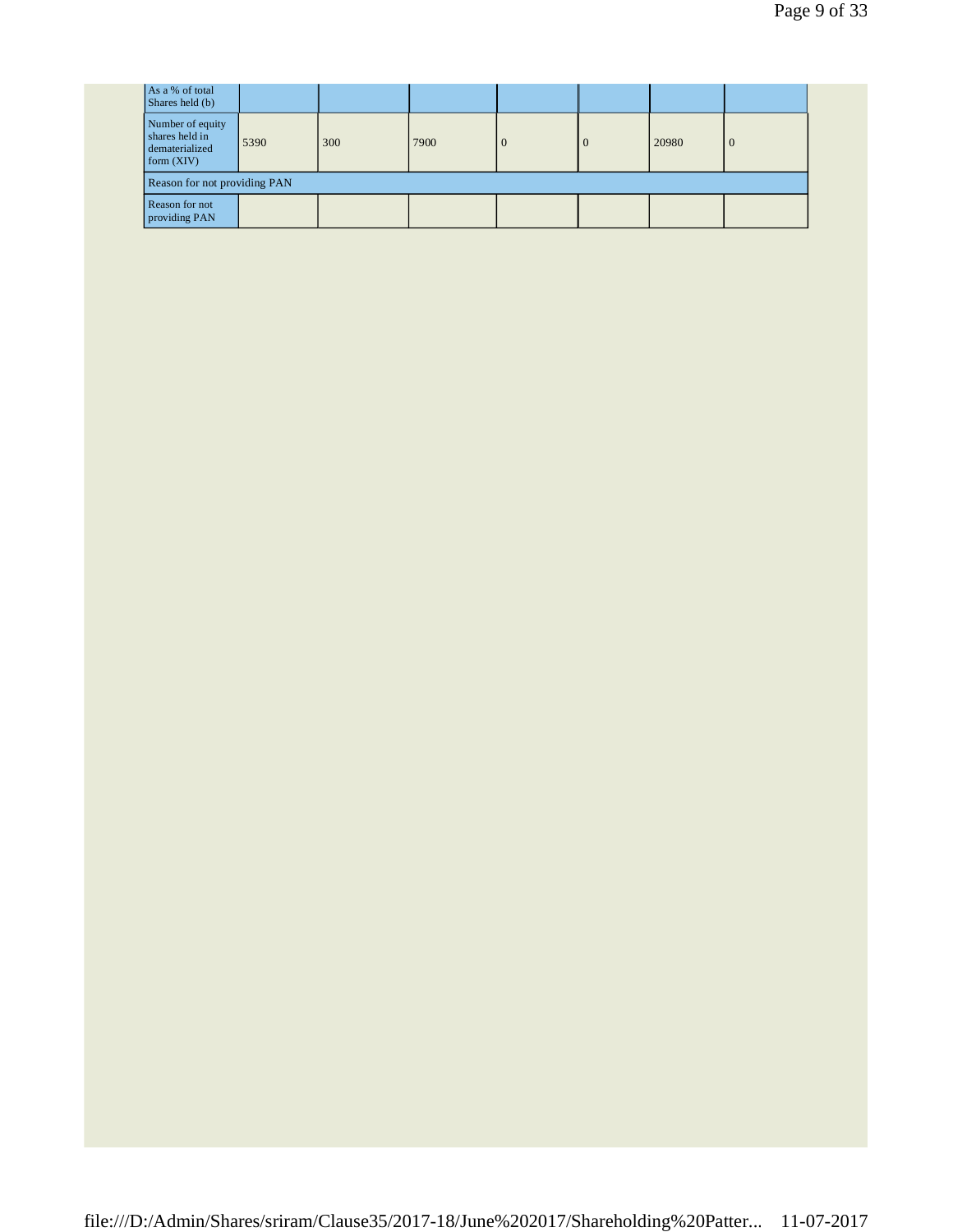| As a % of total Shares held (b) | | | | | | | |
|---|---|---|---|---|---|---|---|
| Number of equity shares held in dematerialized form (XIV) | 5390 | 300 | 7900 | 0 | 0 | 20980 | 0 |
| Reason for not providing PAN | | | | | | | |
| Reason for not providing PAN | | | | | | | |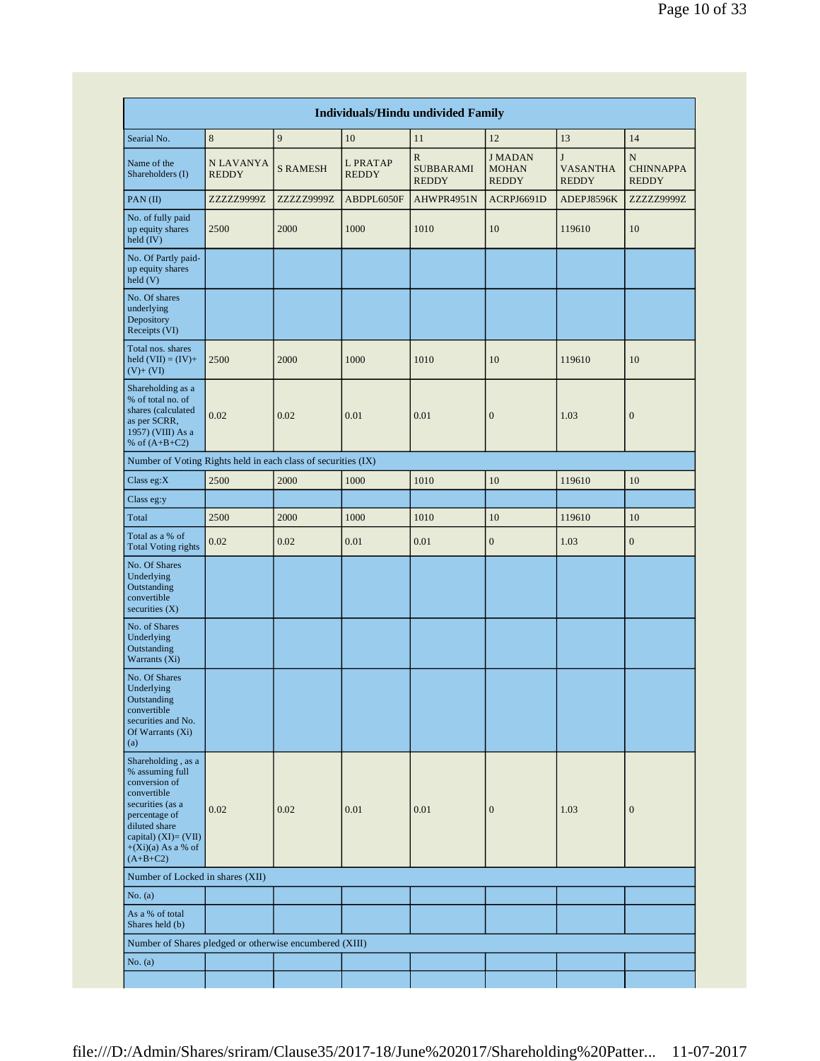| Individuals/Hindu undivided Family | | | | | | | |
|---|---|---|---|---|---|---|---|
| Searial No. | 8 | 9 | 10 | 11 | 12 | 13 | 14 |
| Name of the Shareholders (I) | N LAVANYA REDDY | S RAMESH | L PRATAP REDDY | R SUBBARAMI REDDY | J MADAN MOHAN REDDY | J VASANTHA REDDY | N CHINNAPPA REDDY |
| PAN (II) | ZZZZZ9999Z | ZZZZZ9999Z | ABDPL6050F | AHWPR4951N | ACRPJ6691D | ADEPJ8596K | ZZZZZ9999Z |
| No. of fully paid up equity shares held (IV) | 2500 | 2000 | 1000 | 1010 | 10 | 119610 | 10 |
| No. Of Partly paid-up equity shares held (V) | | | | | | | |
| No. Of shares underlying Depository Receipts (VI) | | | | | | | |
| Total nos. shares held (VII) = (IV)+(V)+ (VI) | 2500 | 2000 | 1000 | 1010 | 10 | 119610 | 10 |
| Shareholding as a % of total no. of shares (calculated as per SCRR, 1957) (VIII) As a % of (A+B+C2) | 0.02 | 0.02 | 0.01 | 0.01 | 0 | 1.03 | 0 |
| Number of Voting Rights held in each class of securities (IX) | | | | | | | |
| Class eg:X | 2500 | 2000 | 1000 | 1010 | 10 | 119610 | 10 |
| Class eg:y | | | | | | | |
| Total | 2500 | 2000 | 1000 | 1010 | 10 | 119610 | 10 |
| Total as a % of Total Voting rights | 0.02 | 0.02 | 0.01 | 0.01 | 0 | 1.03 | 0 |
| No. Of Shares Underlying Outstanding convertible securities (X) | | | | | | | |
| No. of Shares Underlying Outstanding Warrants (Xi) | | | | | | | |
| No. Of Shares Underlying Outstanding convertible securities and No. Of Warrants (Xi) (a) | | | | | | | |
| Shareholding , as a % assuming full conversion of convertible securities (as a percentage of diluted share capital) (XI)= (VII)+(Xi)(a) As a % of (A+B+C2) | 0.02 | 0.02 | 0.01 | 0.01 | 0 | 1.03 | 0 |
| Number of Locked in shares (XII) | | | | | | | |
| No. (a) | | | | | | | |
| As a % of total Shares held (b) | | | | | | | |
| Number of Shares pledged or otherwise encumbered (XIII) | | | | | | | |
| No. (a) | | | | | | | |
| | | | | | | | |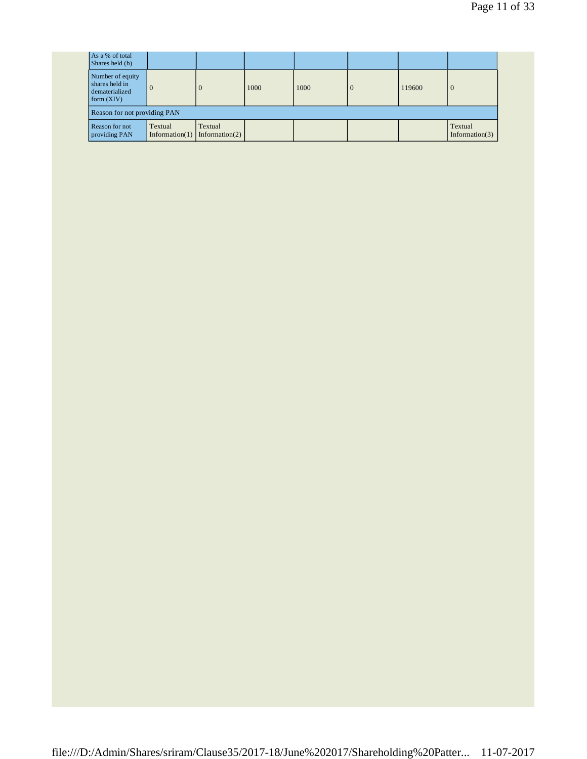| As a % of total Shares held (b) | | | | | | | |
|---|---|---|---|---|---|---|---|
| Number of equity shares held in dematerialized form (XIV) | 0 | 0 | 1000 | 1000 | 0 | 119600 | 0 |
| Reason for not providing PAN | | | | | | | |
| Reason for not providing PAN | Textual Information(1) | Textual Information(2) | | | | | Textual Information(3) |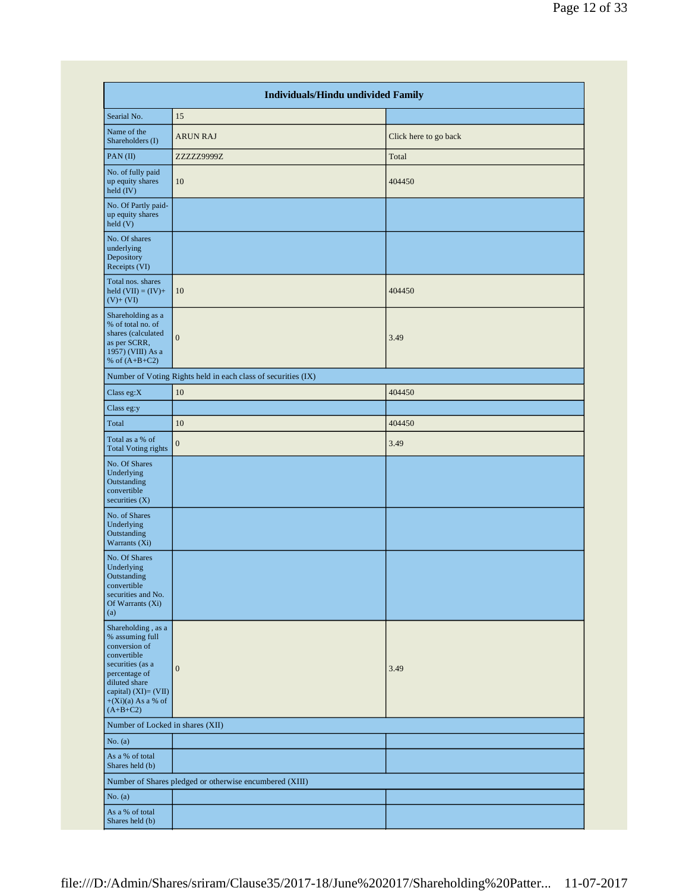| Individuals/Hindu undivided Family | | |
|---|---|---|
| Searial No. | 15 | |
| Name of the Shareholders (I) | ARUN RAJ | Click here to go back |
| PAN (II) | ZZZZZ9999Z | Total |
| No. of fully paid up equity shares held (IV) | 10 | 404450 |
| No. Of Partly paid-up equity shares held (V) | | |
| No. Of shares underlying Depository Receipts (VI) | | |
| Total nos. shares held (VII) = (IV)+ (V)+ (VI) | 10 | 404450 |
| Shareholding as a % of total no. of shares (calculated as per SCRR, 1957) (VIII) As a % of (A+B+C2) | 0 | 3.49 |
| Number of Voting Rights held in each class of securities (IX) | | |
| Class eg:X | 10 | 404450 |
| Class eg:y | | |
| Total | 10 | 404450 |
| Total as a % of Total Voting rights | 0 | 3.49 |
| No. Of Shares Underlying Outstanding convertible securities (X) | | |
| No. of Shares Underlying Outstanding Warrants (Xi) | | |
| No. Of Shares Underlying Outstanding convertible securities and No. Of Warrants (Xi) (a) | | |
| Shareholding , as a % assuming full conversion of convertible securities (as a percentage of diluted share capital) (XI)= (VII)+(Xi)(a) As a % of (A+B+C2) | 0 | 3.49 |
| Number of Locked in shares (XII) | | |
| No. (a) | | |
| As a % of total Shares held (b) | | |
| Number of Shares pledged or otherwise encumbered (XIII) | | |
| No. (a) | | |
| As a % of total Shares held (b) | | |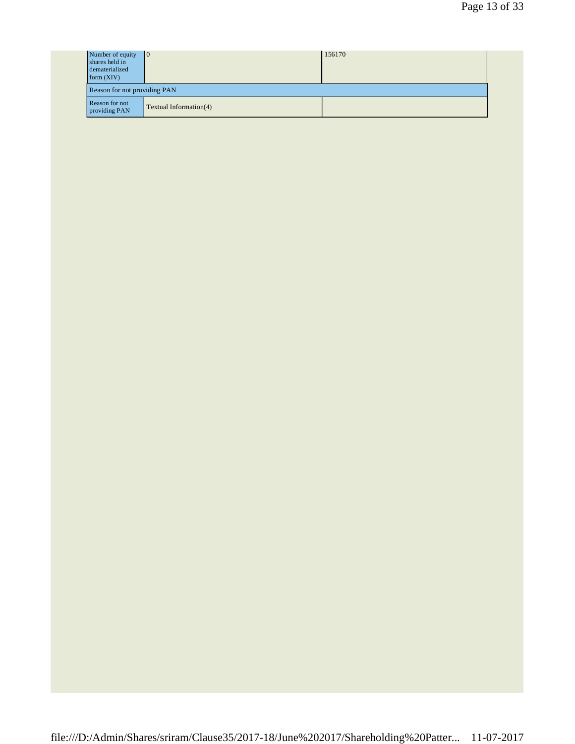| | | |
|---|---|---|
| Number of equity shares held in dematerialized form (XIV) | 0 | 156170 |
| Reason for not providing PAN | | |
| Reason for not providing PAN | Textual Information(4) | |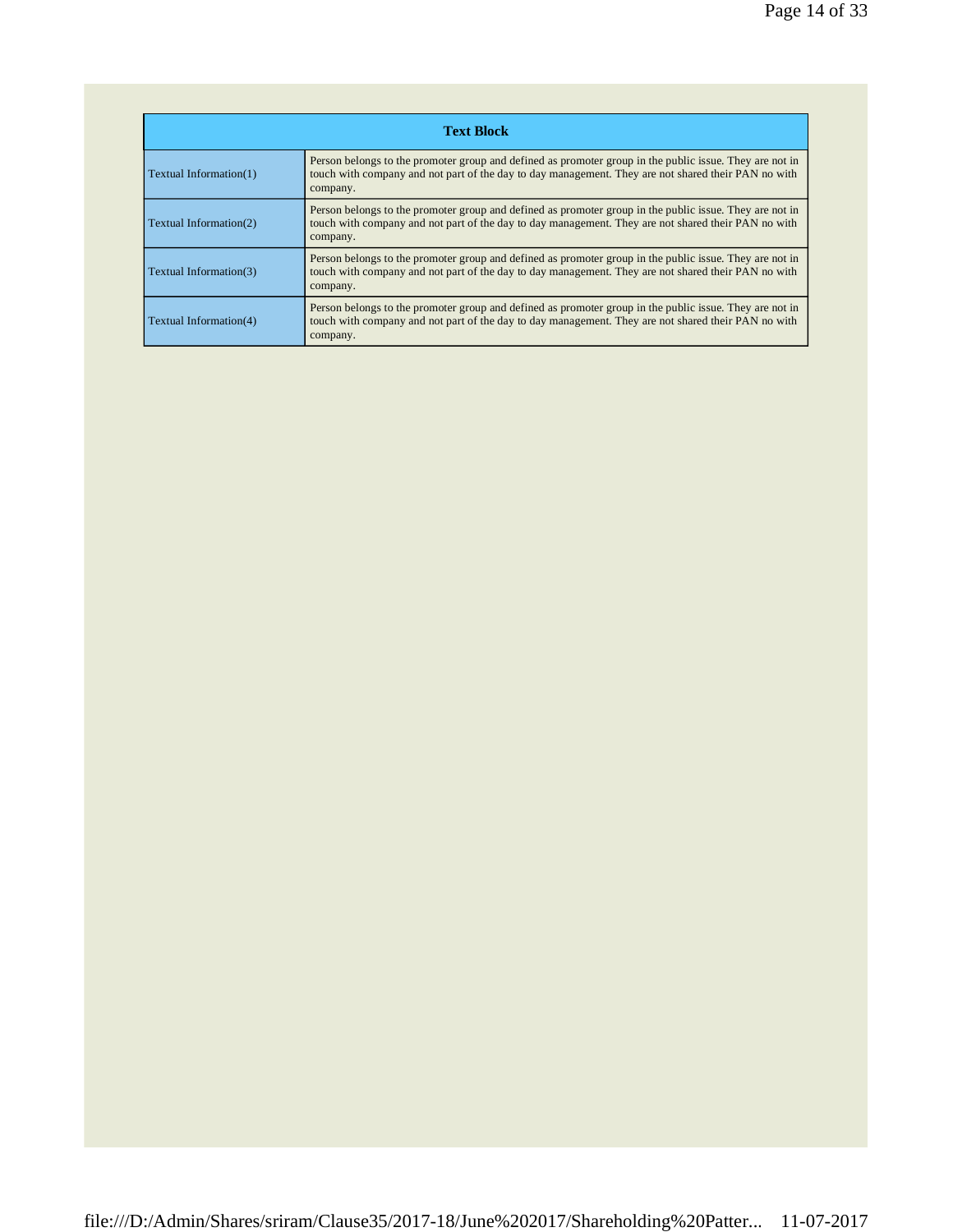| Text Block | |
|---|---|
| Textual Information(1) | Person belongs to the promoter group and defined as promoter group in the public issue. They are not in touch with company and not part of the day to day management. They are not shared their PAN no with company. |
| Textual Information(2) | Person belongs to the promoter group and defined as promoter group in the public issue. They are not in touch with company and not part of the day to day management. They are not shared their PAN no with company. |
| Textual Information(3) | Person belongs to the promoter group and defined as promoter group in the public issue. They are not in touch with company and not part of the day to day management. They are not shared their PAN no with company. |
| Textual Information(4) | Person belongs to the promoter group and defined as promoter group in the public issue. They are not in touch with company and not part of the day to day management. They are not shared their PAN no with company. |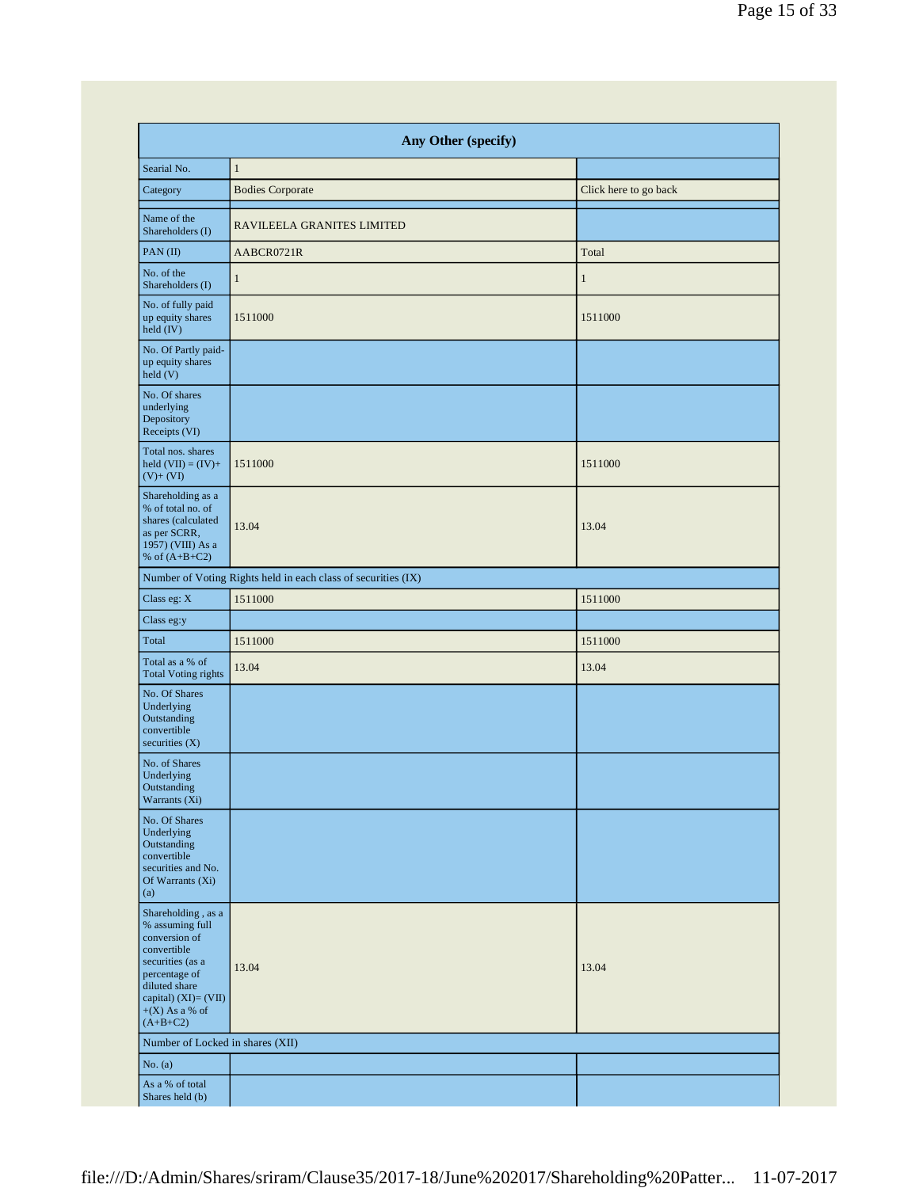| Any Other (specify) | | |
|---|---|---|
| Searial No. | 1 | |
| Category | Bodies Corporate | Click here to go back |
| Name of the Shareholders (I) | RAVILEELA GRANITES LIMITED | |
| PAN (II) | AABCR0721R | Total |
| No. of the Shareholders (I) | 1 | 1 |
| No. of fully paid up equity shares held (IV) | 1511000 | 1511000 |
| No. Of Partly paid-up equity shares held (V) | | |
| No. Of shares underlying Depository Receipts (VI) | | |
| Total nos. shares held (VII) = (IV)+ (V)+ (VI) | 1511000 | 1511000 |
| Shareholding as a % of total no. of shares (calculated as per SCRR, 1957) (VIII) As a % of (A+B+C2) | 13.04 | 13.04 |
| Number of Voting Rights held in each class of securities (IX) | | |
| Class eg: X | 1511000 | 1511000 |
| Class eg:y | | |
| Total | 1511000 | 1511000 |
| Total as a % of Total Voting rights | 13.04 | 13.04 |
| No. Of Shares Underlying Outstanding convertible securities (X) | | |
| No. of Shares Underlying Outstanding Warrants (Xi) | | |
| No. Of Shares Underlying Outstanding convertible securities and No. Of Warrants (Xi) (a) | | |
| Shareholding , as a % assuming full conversion of convertible securities (as a percentage of diluted share capital) (XI)= (VII) +(X) As a % of (A+B+C2) | 13.04 | 13.04 |
| Number of Locked in shares (XII) | | |
| No. (a) | | |
| As a % of total Shares held (b) | | |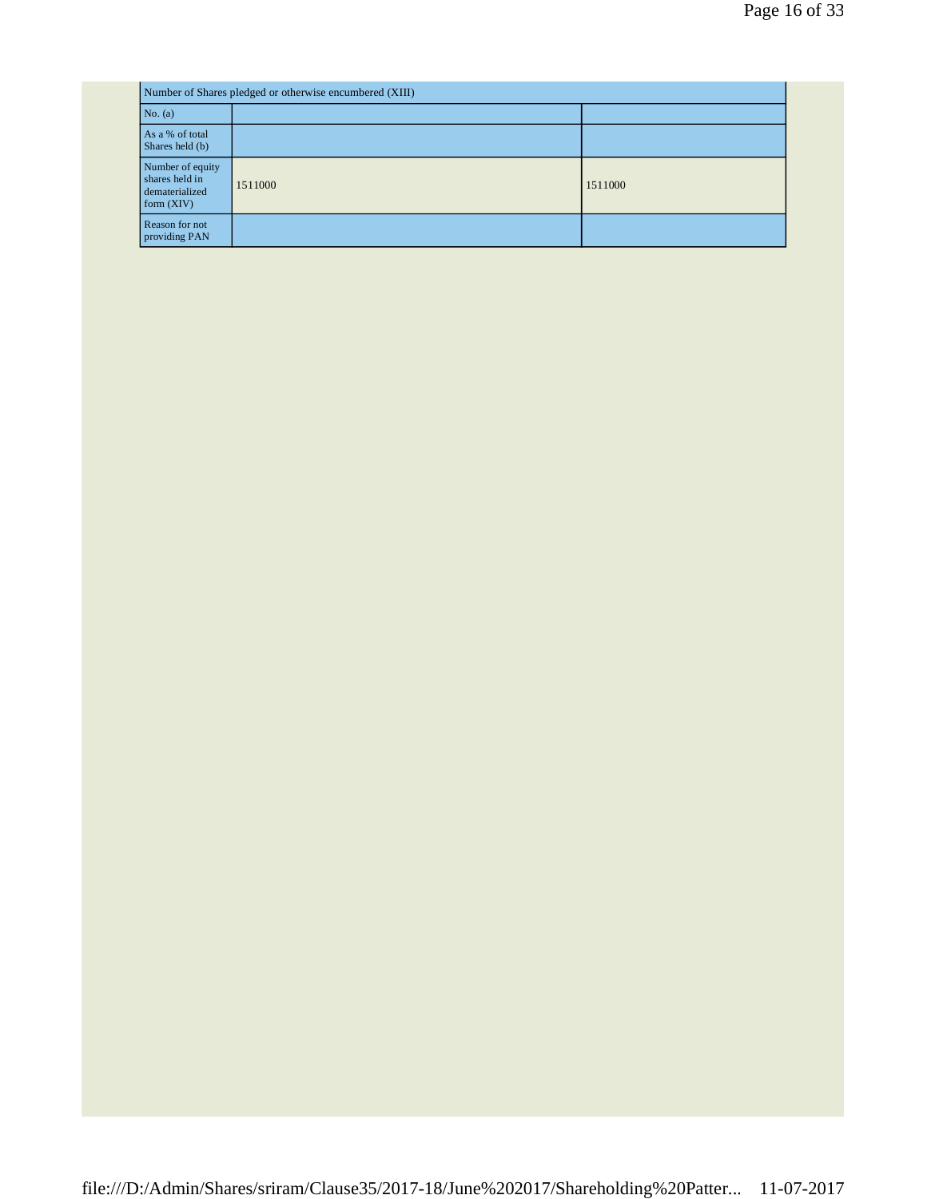| Number of Shares pledged or otherwise encumbered (XIII) | | |
|---|---|---|
| No. (a) | | |
| As a % of total Shares held (b) | | |
| Number of equity shares held in dematerialized form (XIV) | 1511000 | 1511000 |
| Reason for not providing PAN | | |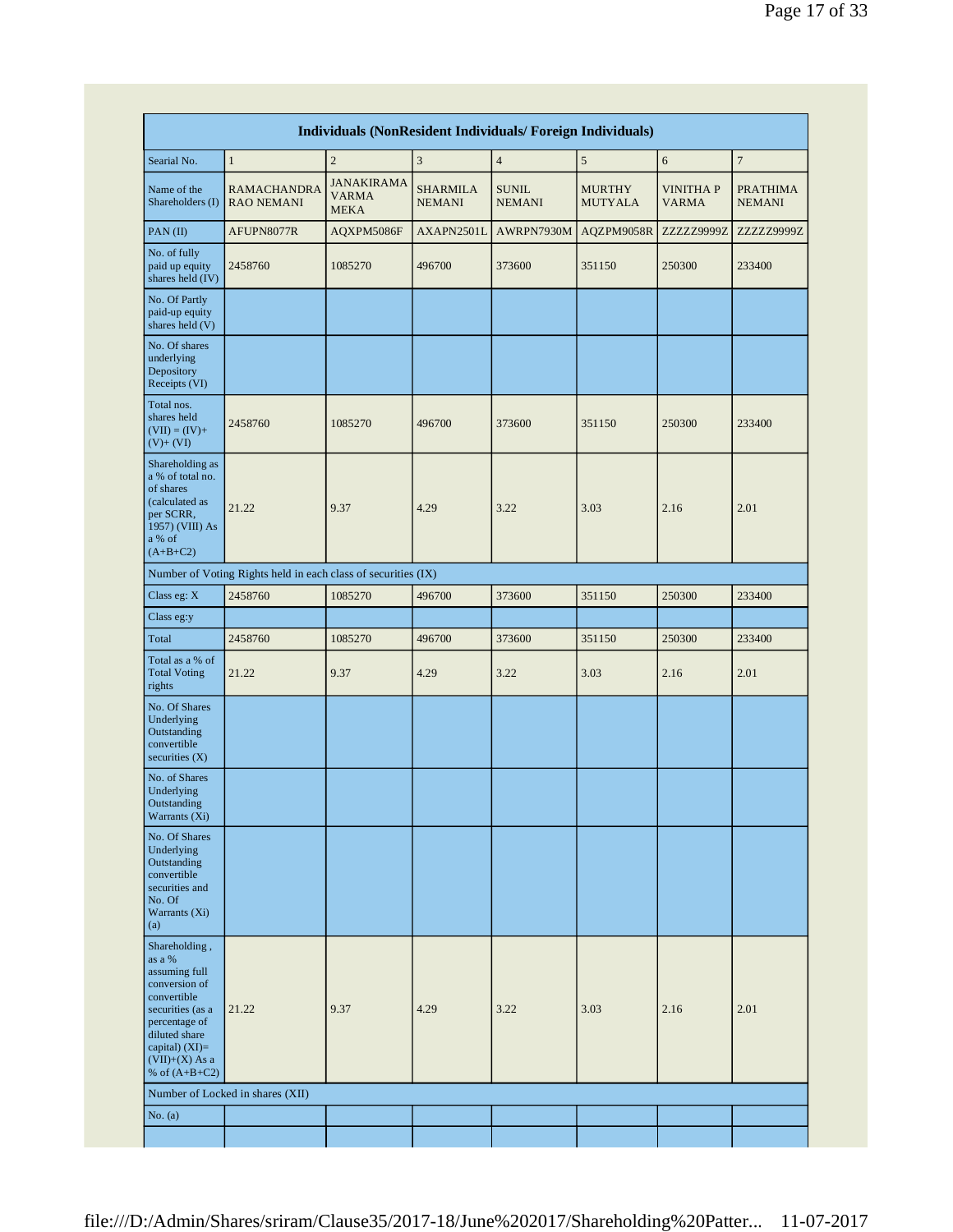| Individuals (NonResident Individuals/ Foreign Individuals) | | | | | | | |
|---|---|---|---|---|---|---|---|
| Searial No. | 1 | 2 | 3 | 4 | 5 | 6 | 7 |
| Name of the Shareholders (I) | RAMACHANDRA RAO NEMANI | JANAKIRAMA VARMA MEKA | SHARMILA NEMANI | SUNIL NEMANI | MURTHY MUTYALA | VINITHA P VARMA | PRATHIMA NEMANI |
| PAN (II) | AFUPN8077R | AQXPM5086F | AXAPN2501L | AWRPN7930M | AQZPM9058R | ZZZZZ9999Z | ZZZZZ9999Z |
| No. of fully paid up equity shares held (IV) | 2458760 | 1085270 | 496700 | 373600 | 351150 | 250300 | 233400 |
| No. Of Partly paid-up equity shares held (V) | | | | | | | |
| No. Of shares underlying Depository Receipts (VI) | | | | | | | |
| Total nos. shares held (VII) = (IV)+(V)+ (VI) | 2458760 | 1085270 | 496700 | 373600 | 351150 | 250300 | 233400 |
| Shareholding as a % of total no. of shares (calculated as per SCRR, 1957) (VIII) As a % of (A+B+C2) | 21.22 | 9.37 | 4.29 | 3.22 | 3.03 | 2.16 | 2.01 |
| Number of Voting Rights held in each class of securities (IX) | | | | | | | |
| Class eg: X | 2458760 | 1085270 | 496700 | 373600 | 351150 | 250300 | 233400 |
| Class eg:y | | | | | | | |
| Total | 2458760 | 1085270 | 496700 | 373600 | 351150 | 250300 | 233400 |
| Total as a % of Total Voting rights | 21.22 | 9.37 | 4.29 | 3.22 | 3.03 | 2.16 | 2.01 |
| No. Of Shares Underlying Outstanding convertible securities (X) | | | | | | | |
| No. of Shares Underlying Outstanding Warrants (Xi) | | | | | | | |
| No. Of Shares Underlying Outstanding convertible securities and No. Of Warrants (Xi) (a) | | | | | | | |
| Shareholding , as a % assuming full conversion of convertible securities (as a percentage of diluted share capital) (XI)= (VII)+(X) As a % of (A+B+C2) | 21.22 | 9.37 | 4.29 | 3.22 | 3.03 | 2.16 | 2.01 |
| Number of Locked in shares (XII) | | | | | | | |
| No. (a) | | | | | | | |
| | | | | | | | |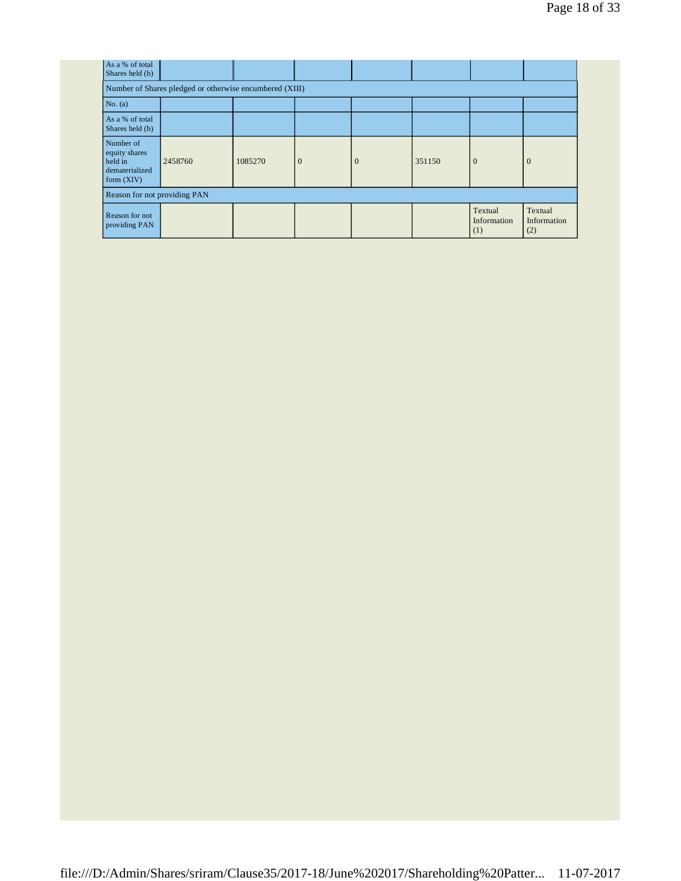| As a % of total Shares held (b) | | | | | | | |
|---|---|---|---|---|---|---|---|
| Number of Shares pledged or otherwise encumbered (XIII) | | | | | | | |
| No. (a) | | | | | | | |
| As a % of total Shares held (b) | | | | | | | |
| Number of equity shares held in dematerialized form (XIV) | 2458760 | 1085270 | 0 | 0 | 351150 | 0 | 0 |
| Reason for not providing PAN | | | | | | | |
| Reason for not providing PAN | | | | | | Textual Information (1) | Textual Information (2) |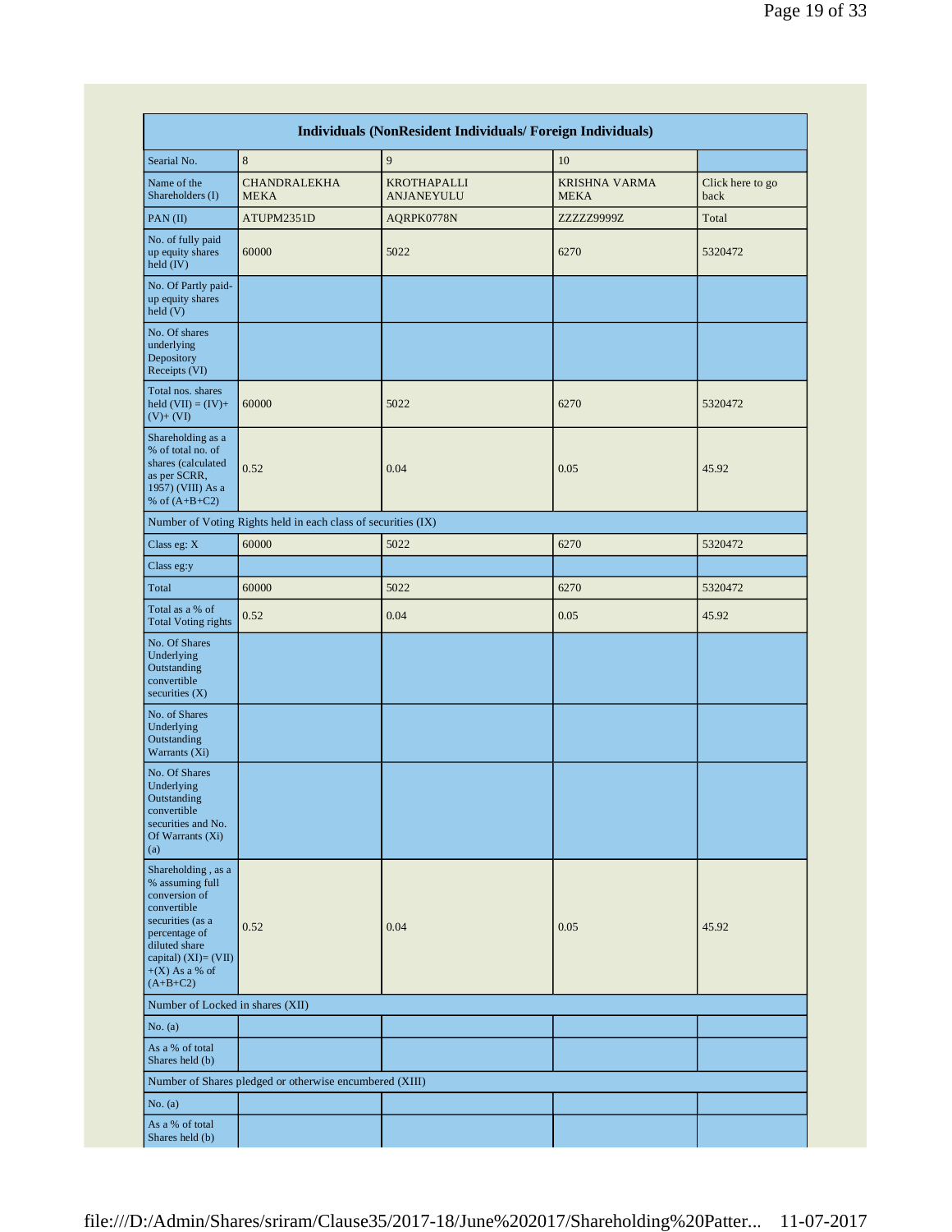| Individuals (NonResident Individuals/ Foreign Individuals) | | | | |
|---|---|---|---|---|
| Searial No. | 8 | 9 | 10 | |
| Name of the Shareholders (I) | CHANDRALEKHA MEKA | KROTHAPALLI ANJANEYULU | KRISHNA VARMA MEKA | Click here to go back |
| PAN (II) | ATUPM2351D | AQRPK0778N | ZZZZZ9999Z | Total |
| No. of fully paid up equity shares held (IV) | 60000 | 5022 | 6270 | 5320472 |
| No. Of Partly paid-up equity shares held (V) | | | | |
| No. Of shares underlying Depository Receipts (VI) | | | | |
| Total nos. shares held (VII) = (IV)+ (V)+ (VI) | 60000 | 5022 | 6270 | 5320472 |
| Shareholding as a % of total no. of shares (calculated as per SCRR, 1957) (VIII) As a % of (A+B+C2) | 0.52 | 0.04 | 0.05 | 45.92 |
| Number of Voting Rights held in each class of securities (IX) | | | | |
| Class eg: X | 60000 | 5022 | 6270 | 5320472 |
| Class eg:y | | | | |
| Total | 60000 | 5022 | 6270 | 5320472 |
| Total as a % of Total Voting rights | 0.52 | 0.04 | 0.05 | 45.92 |
| No. Of Shares Underlying Outstanding convertible securities (X) | | | | |
| No. of Shares Underlying Outstanding Warrants (Xi) | | | | |
| No. Of Shares Underlying Outstanding convertible securities and No. Of Warrants (Xi) (a) | | | | |
| Shareholding , as a % assuming full conversion of convertible securities (as a percentage of diluted share capital) (XI)= (VII) +(X) As a % of (A+B+C2) | 0.52 | 0.04 | 0.05 | 45.92 |
| Number of Locked in shares (XII) | | | | |
| No. (a) | | | | |
| As a % of total Shares held (b) | | | | |
| Number of Shares pledged or otherwise encumbered (XIII) | | | | |
| No. (a) | | | | |
| As a % of total Shares held (b) | | | | |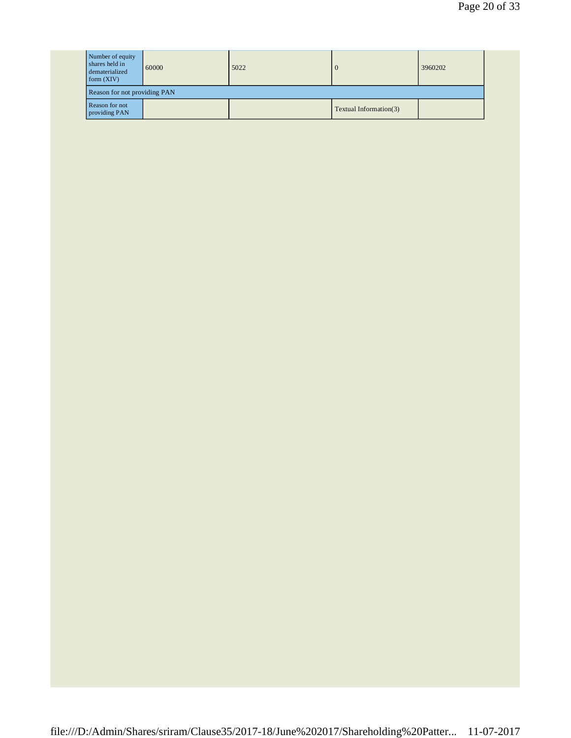| Number of equity shares held in dematerialized form (XIV) | 60000 | 5022 | 0 | 3960202 |
|---|---|---|---|---|
| Reason for not providing PAN | | | | |
| Reason for not providing PAN | | | Textual Information(3) | |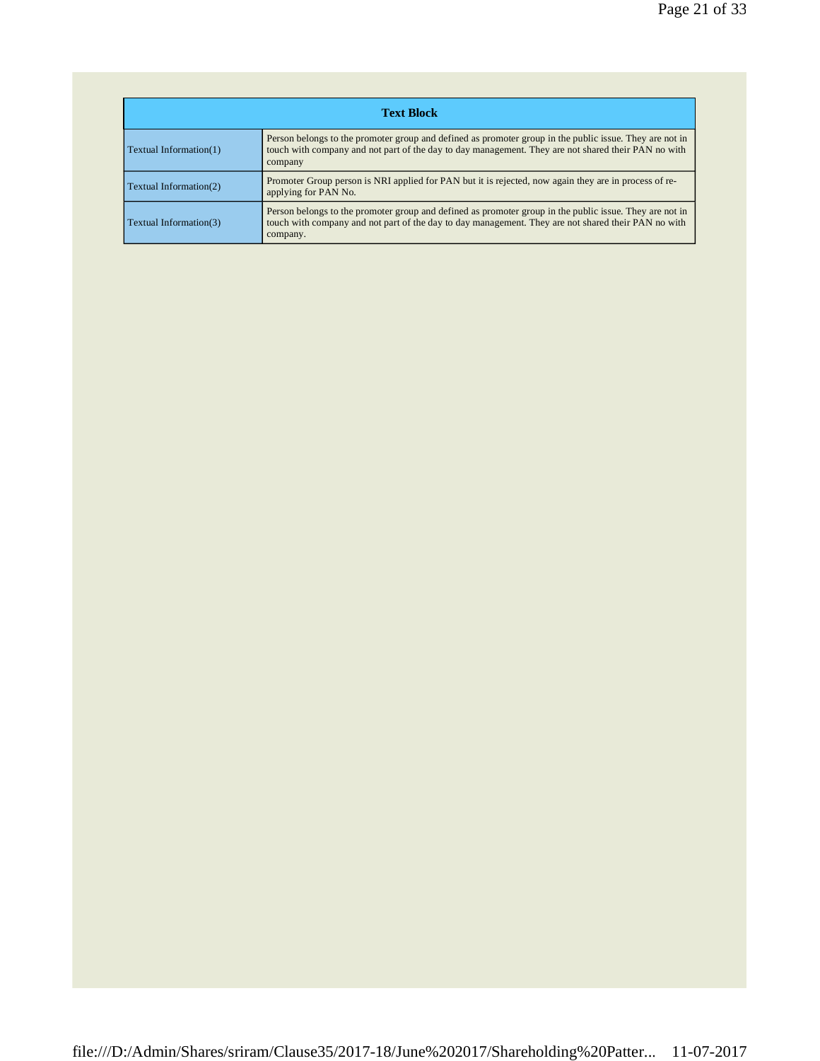| Text Block | |
|---|---|
| Textual Information(1) | Person belongs to the promoter group and defined as promoter group in the public issue. They are not in touch with company and not part of the day to day management. They are not shared their PAN no with company |
| Textual Information(2) | Promoter Group person is NRI applied for PAN but it is rejected, now again they are in process of re-applying for PAN No. |
| Textual Information(3) | Person belongs to the promoter group and defined as promoter group in the public issue. They are not in touch with company and not part of the day to day management. They are not shared their PAN no with company. |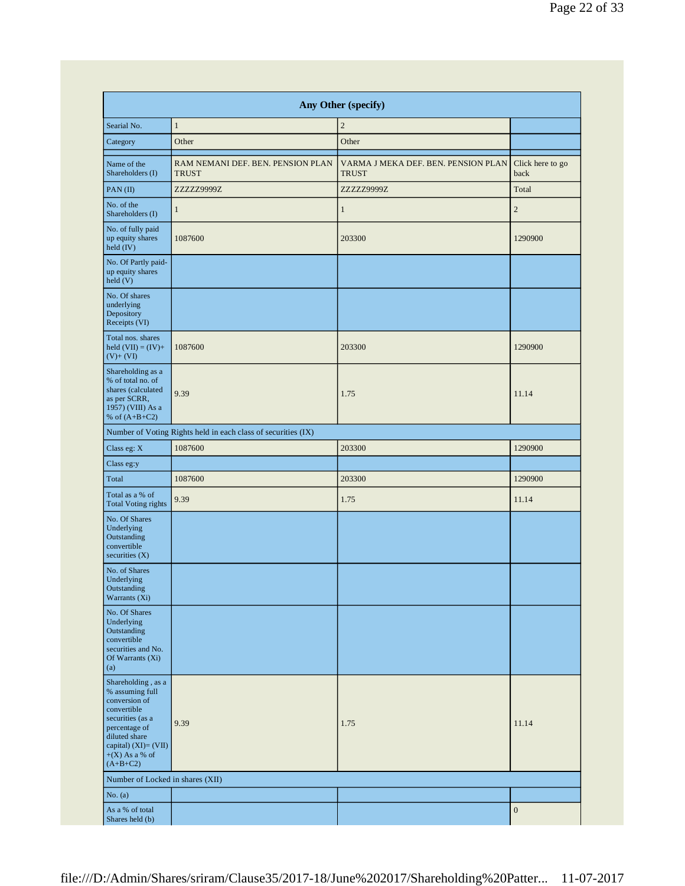| Any Other (specify) | | | |
|---|---|---|---|
| Searial No. | 1 | 2 | |
| Category | Other | Other | |
| Name of the Shareholders (I) | RAM NEMANI DEF. BEN. PENSION PLAN TRUST | VARMA J MEKA DEF. BEN. PENSION PLAN TRUST | Click here to go back |
| PAN (II) | ZZZZZ9999Z | ZZZZZ9999Z | Total |
| No. of the Shareholders (I) | 1 | 1 | 2 |
| No. of fully paid up equity shares held (IV) | 1087600 | 203300 | 1290900 |
| No. Of Partly paid-up equity shares held (V) | | | |
| No. Of shares underlying Depository Receipts (VI) | | | |
| Total nos. shares held (VII) = (IV)+(V)+ (VI) | 1087600 | 203300 | 1290900 |
| Shareholding as a % of total no. of shares (calculated as per SCRR, 1957) (VIII) As a % of (A+B+C2) | 9.39 | 1.75 | 11.14 |
| Number of Voting Rights held in each class of securities (IX) | | | |
| Class eg: X | 1087600 | 203300 | 1290900 |
| Class eg:y | | | |
| Total | 1087600 | 203300 | 1290900 |
| Total as a % of Total Voting rights | 9.39 | 1.75 | 11.14 |
| No. Of Shares Underlying Outstanding convertible securities (X) | | | |
| No. of Shares Underlying Outstanding Warrants (Xi) | | | |
| No. Of Shares Underlying Outstanding convertible securities and No. Of Warrants (Xi) (a) | | | |
| Shareholding , as a % assuming full conversion of convertible securities (as a percentage of diluted share capital) (XI)= (VII)+(X) As a % of (A+B+C2) | 9.39 | 1.75 | 11.14 |
| Number of Locked in shares (XII) | | | |
| No. (a) | | | |
| As a % of total Shares held (b) | | | 0 |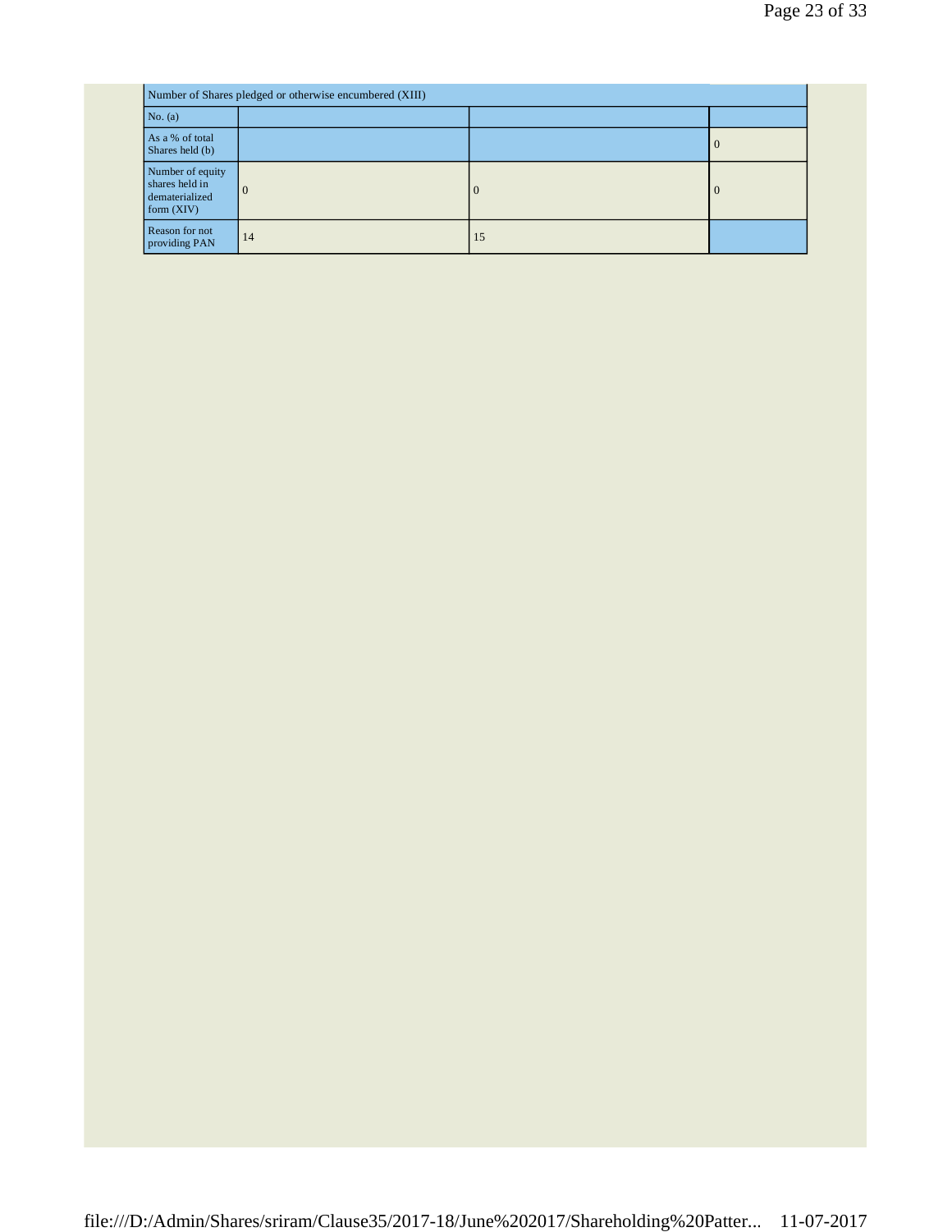| Number of Shares pledged or otherwise encumbered (XIII) | | | |
|---|---|---|---|
| No. (a) | | | |
| As a % of total Shares held (b) | | | 0 |
| Number of equity shares held in dematerialized form (XIV) | 0 | 0 | 0 |
| Reason for not providing PAN | 14 | 15 | |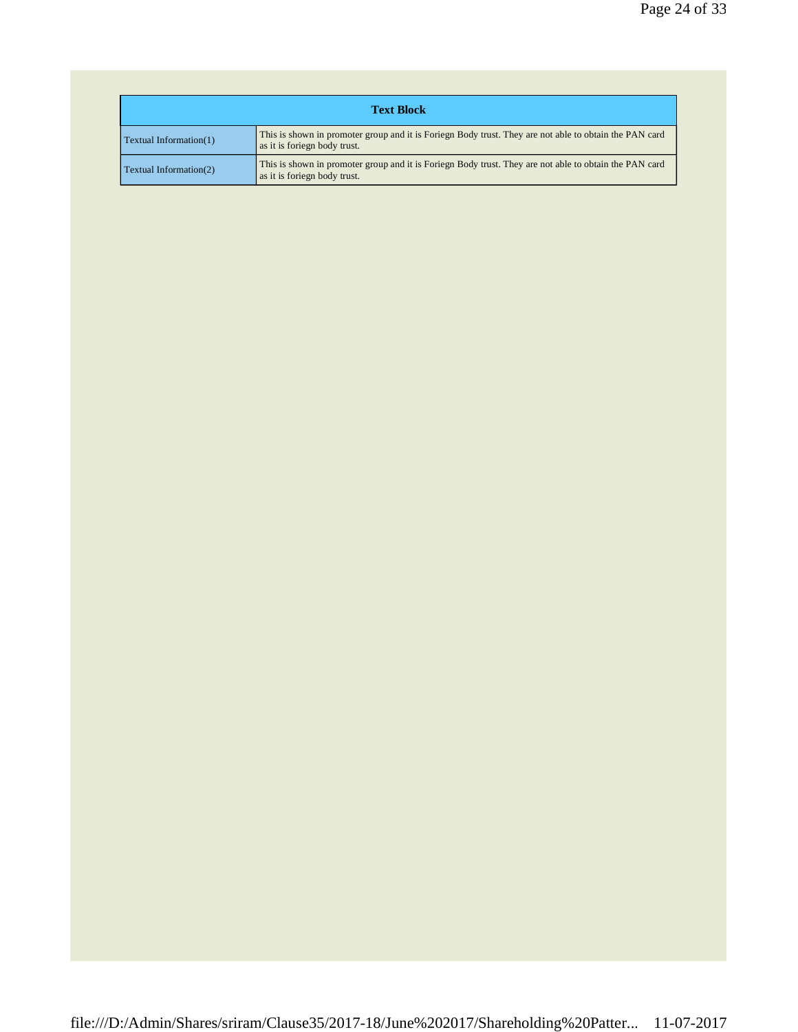| Text Block | |
|---|---|
| Textual Information(1) | This is shown in promoter group and it is Foriegn Body trust. They are not able to obtain the PAN card as it is foriegn body trust. |
| Textual Information(2) | This is shown in promoter group and it is Foriegn Body trust. They are not able to obtain the PAN card as it is foriegn body trust. |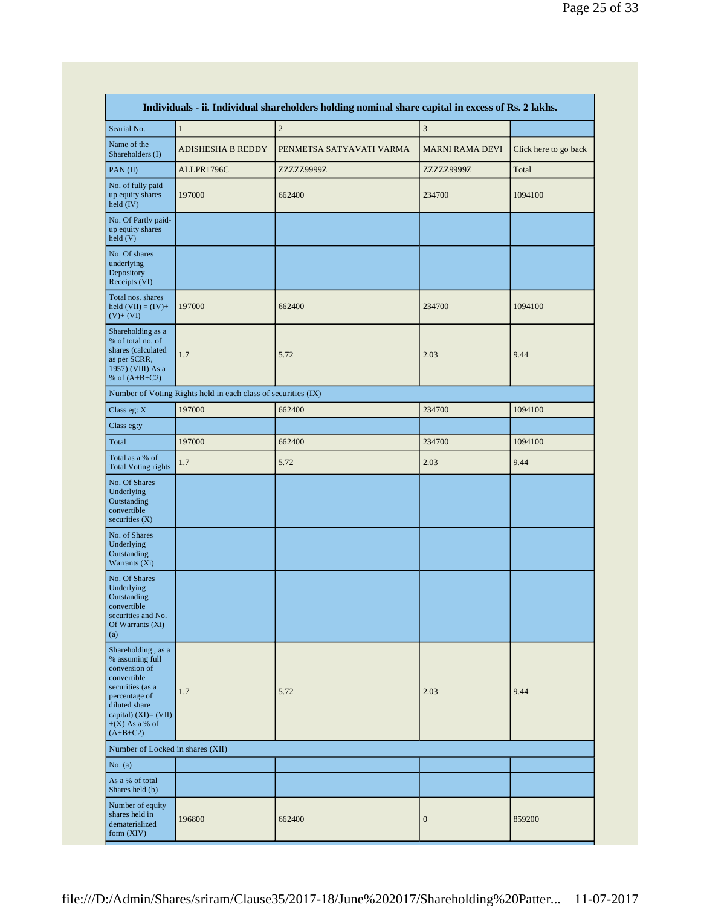| Individuals - ii. Individual shareholders holding nominal share capital in excess of Rs. 2 lakhs. | | | | |
|---|---|---|---|---|
| Searial No. | 1 | 2 | 3 | |
| Name of the Shareholders (I) | ADISHESHA B REDDY | PENMETSA SATYAVATI VARMA | MARNI RAMA DEVI | Click here to go back |
| PAN (II) | ALLPR1796C | ZZZZZ9999Z | ZZZZZ9999Z | Total |
| No. of fully paid up equity shares held (IV) | 197000 | 662400 | 234700 | 1094100 |
| No. Of Partly paid-up equity shares held (V) | | | | |
| No. Of shares underlying Depository Receipts (VI) | | | | |
| Total nos. shares held (VII) = (IV)+ (V)+ (VI) | 197000 | 662400 | 234700 | 1094100 |
| Shareholding as a % of total no. of shares (calculated as per SCRR, 1957) (VIII) As a % of (A+B+C2) | 1.7 | 5.72 | 2.03 | 9.44 |
| Number of Voting Rights held in each class of securities (IX) | | | | |
| Class eg: X | 197000 | 662400 | 234700 | 1094100 |
| Class eg:y | | | | |
| Total | 197000 | 662400 | 234700 | 1094100 |
| Total as a % of Total Voting rights | 1.7 | 5.72 | 2.03 | 9.44 |
| No. Of Shares Underlying Outstanding convertible securities (X) | | | | |
| No. of Shares Underlying Outstanding Warrants (Xi) | | | | |
| No. Of Shares Underlying Outstanding convertible securities and No. Of Warrants (Xi) (a) | | | | |
| Shareholding , as a % assuming full conversion of convertible securities (as a percentage of diluted share capital) (XI)= (VII)+(X) As a % of (A+B+C2) | 1.7 | 5.72 | 2.03 | 9.44 |
| Number of Locked in shares (XII) | | | | |
| No. (a) | | | | |
| As a % of total Shares held (b) | | | | |
| Number of equity shares held in dematerialized form (XIV) | 196800 | 662400 | 0 | 859200 |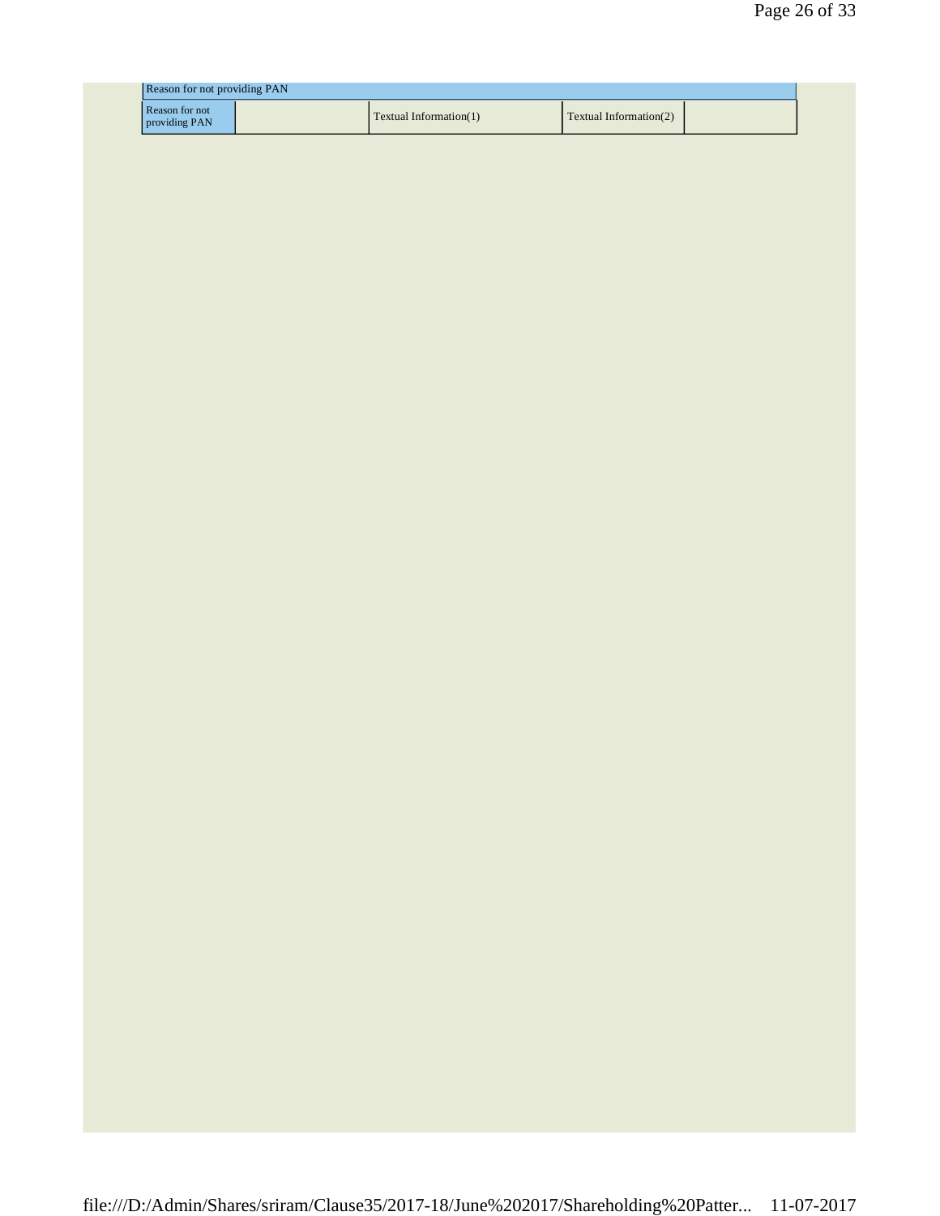| Reason for not providing PAN | | | | |
|---|---|---|---|---|
| Reason for not providing PAN | | Textual Information(1) | Textual Information(2) | |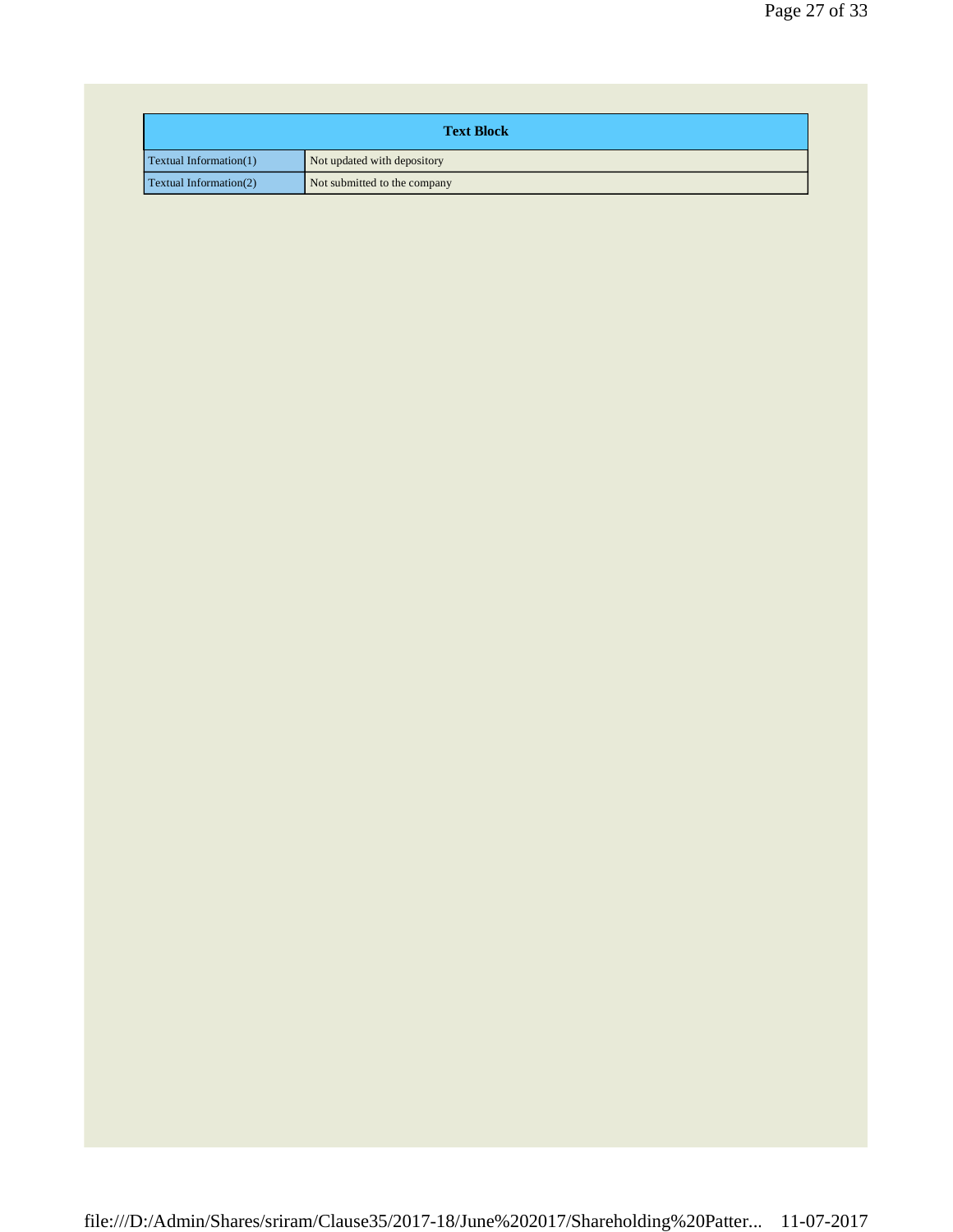| Text Block | |
|---|---|
| Textual Information(1) | Not updated with depository |
| Textual Information(2) | Not submitted to the company |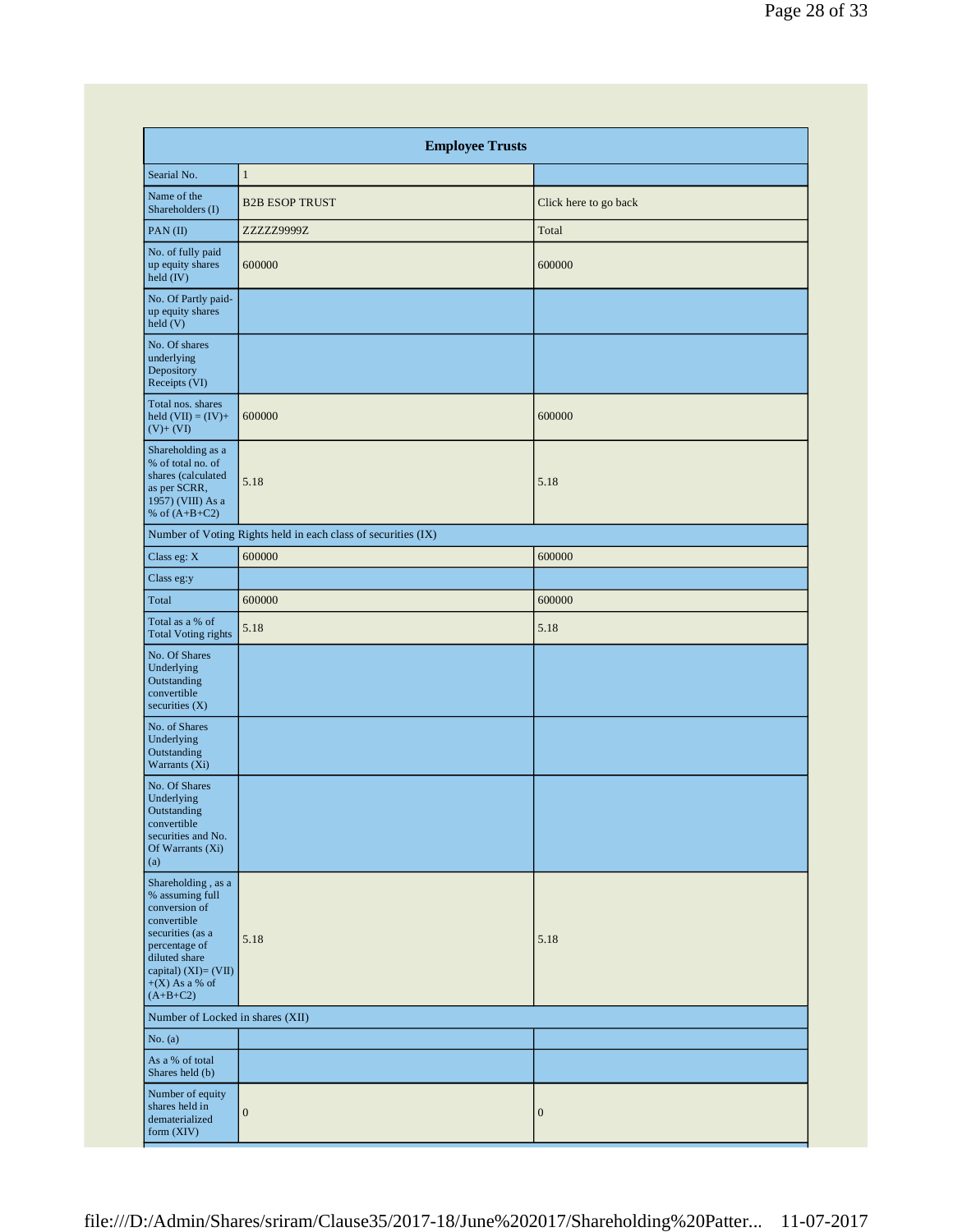| Employee Trusts | | |
|---|---|---|
| Searial No. | 1 | |
| Name of the Shareholders (I) | B2B ESOP TRUST | Click here to go back |
| PAN (II) | ZZZZZ9999Z | Total |
| No. of fully paid up equity shares held (IV) | 600000 | 600000 |
| No. Of Partly paid-up equity shares held (V) | | |
| No. Of shares underlying Depository Receipts (VI) | | |
| Total nos. shares held (VII) = (IV)+ (V)+ (VI) | 600000 | 600000 |
| Shareholding as a % of total no. of shares (calculated as per SCRR, 1957) (VIII) As a % of (A+B+C2) | 5.18 | 5.18 |
| Number of Voting Rights held in each class of securities (IX) | | |
| Class eg: X | 600000 | 600000 |
| Class eg:y | | |
| Total | 600000 | 600000 |
| Total as a % of Total Voting rights | 5.18 | 5.18 |
| No. Of Shares Underlying Outstanding convertible securities (X) | | |
| No. of Shares Underlying Outstanding Warrants (Xi) | | |
| No. Of Shares Underlying Outstanding convertible securities and No. Of Warrants (Xi) (a) | | |
| Shareholding , as a % assuming full conversion of convertible securities (as a percentage of diluted share capital) (XI)= (VII) +(X) As a % of (A+B+C2) | 5.18 | 5.18 |
| Number of Locked in shares (XII) | | |
| No. (a) | | |
| As a % of total Shares held (b) | | |
| Number of equity shares held in dematerialized form (XIV) | 0 | 0 |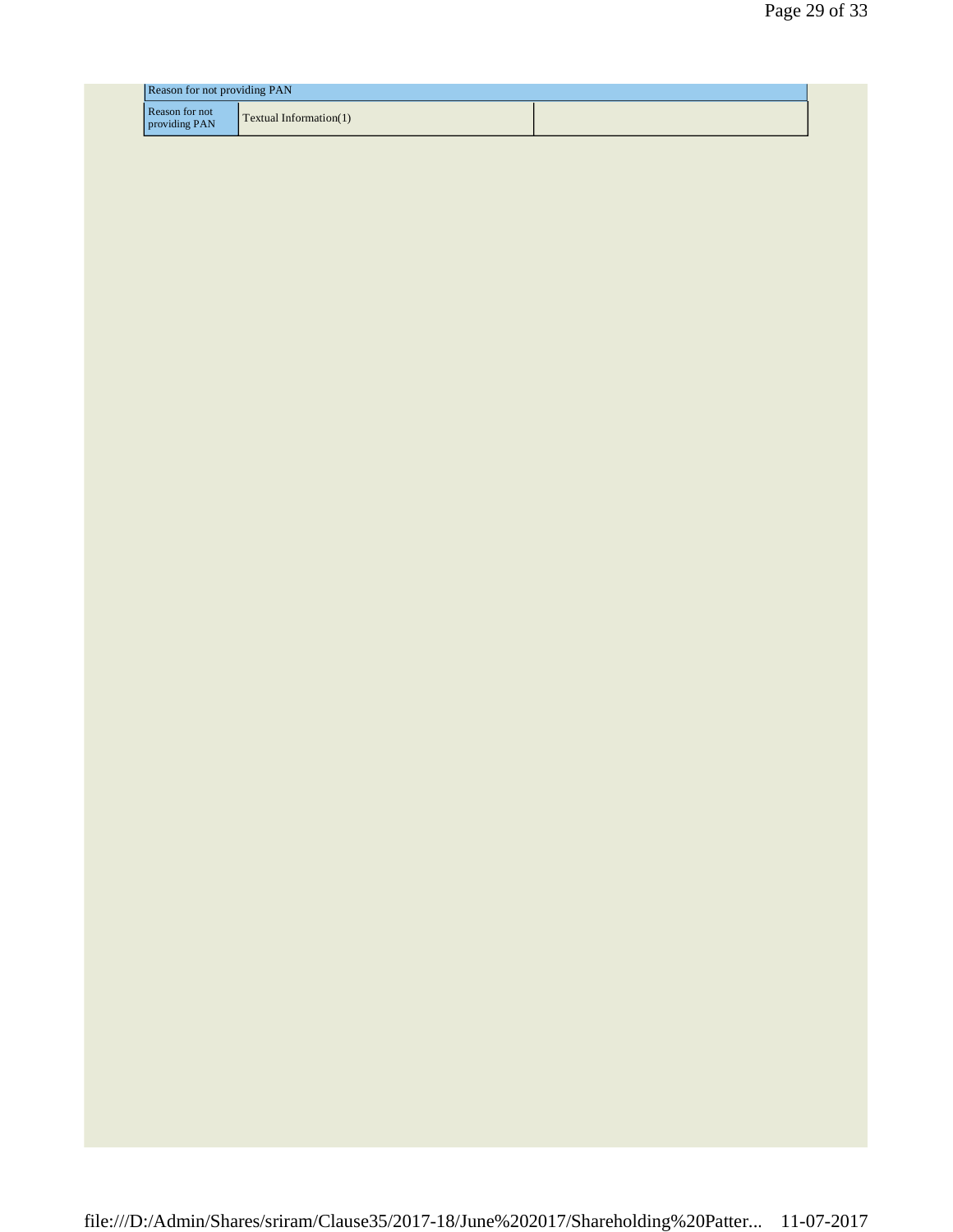| Reason for not providing PAN | | |
|---|---|---|
| Reason for not providing PAN | Textual Information(1) | |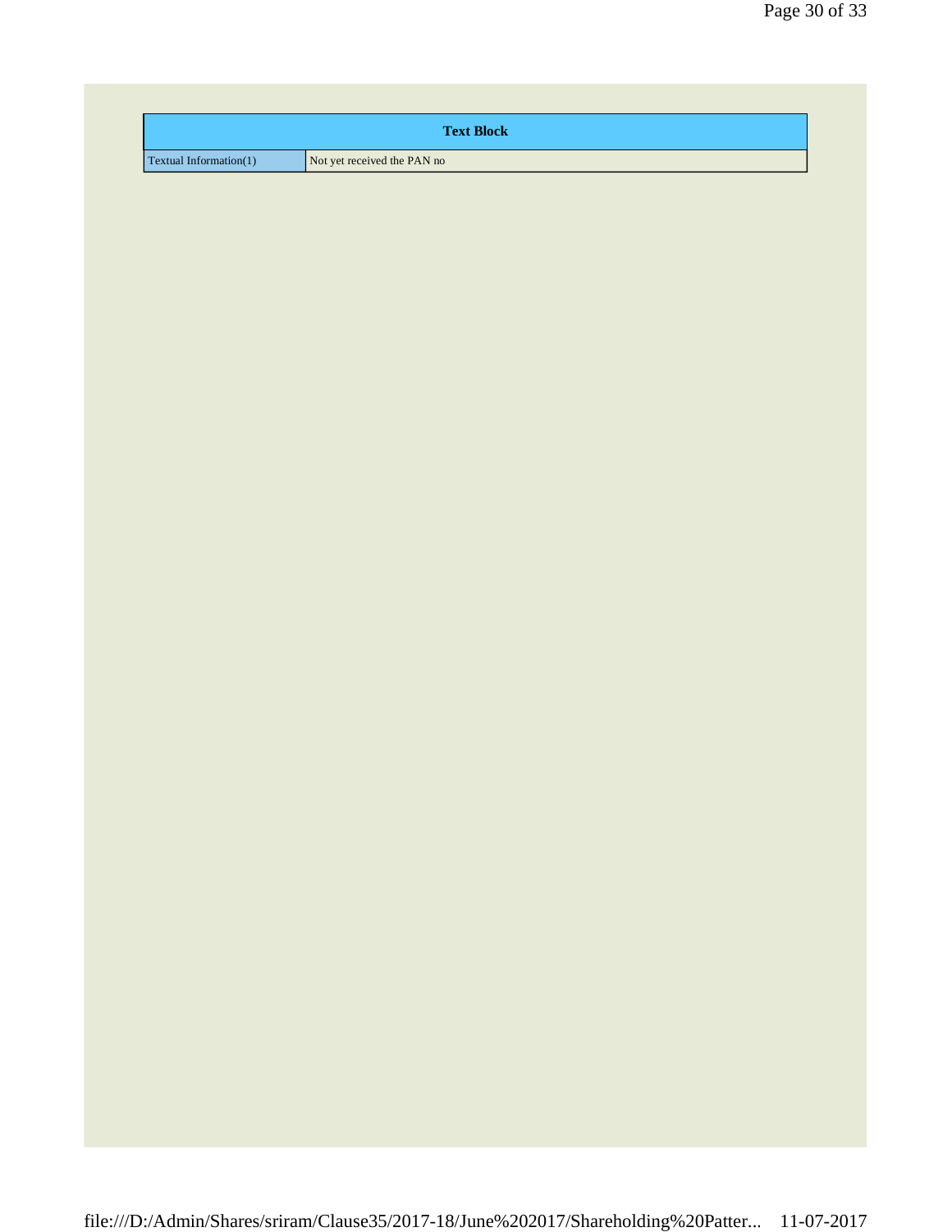| Text Block | |
|---|---|
| Textual Information(1) | Not yet received the PAN no |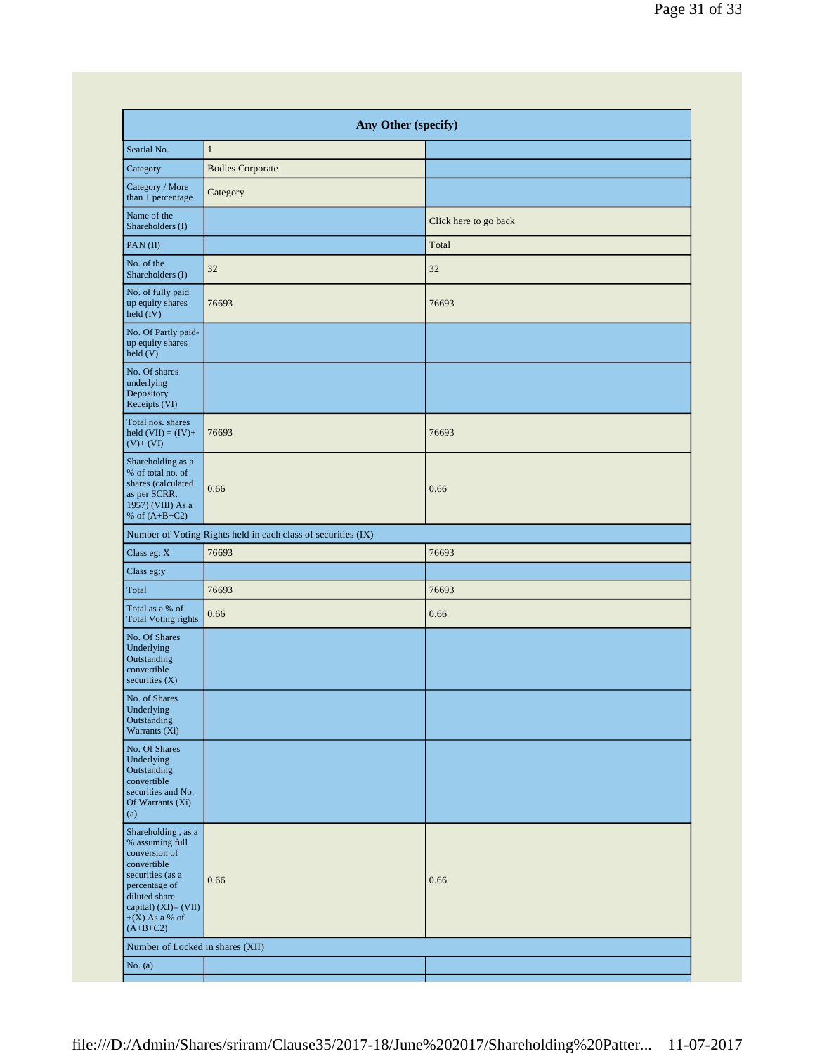| Any Other (specify) | | |
|---|---|---|
| Searial No. | 1 | |
| Category | Bodies Corporate | |
| Category / More than 1 percentage | Category | |
| Name of the Shareholders (I) | | Click here to go back |
| PAN (II) | | Total |
| No. of the Shareholders (I) | 32 | 32 |
| No. of fully paid up equity shares held (IV) | 76693 | 76693 |
| No. Of Partly paid-up equity shares held (V) | | |
| No. Of shares underlying Depository Receipts (VI) | | |
| Total nos. shares held (VII) = (IV)+ (V)+ (VI) | 76693 | 76693 |
| Shareholding as a % of total no. of shares (calculated as per SCRR, 1957) (VIII) As a % of (A+B+C2) | 0.66 | 0.66 |
| Number of Voting Rights held in each class of securities (IX) | | |
| Class eg: X | 76693 | 76693 |
| Class eg:y | | |
| Total | 76693 | 76693 |
| Total as a % of Total Voting rights | 0.66 | 0.66 |
| No. Of Shares Underlying Outstanding convertible securities (X) | | |
| No. of Shares Underlying Outstanding Warrants (Xi) | | |
| No. Of Shares Underlying Outstanding convertible securities and No. Of Warrants (Xi) (a) | | |
| Shareholding , as a % assuming full conversion of convertible securities (as a percentage of diluted share capital) (XI)= (VII)+(X) As a % of (A+B+C2) | 0.66 | 0.66 |
| Number of Locked in shares (XII) | | |
| No. (a) | | |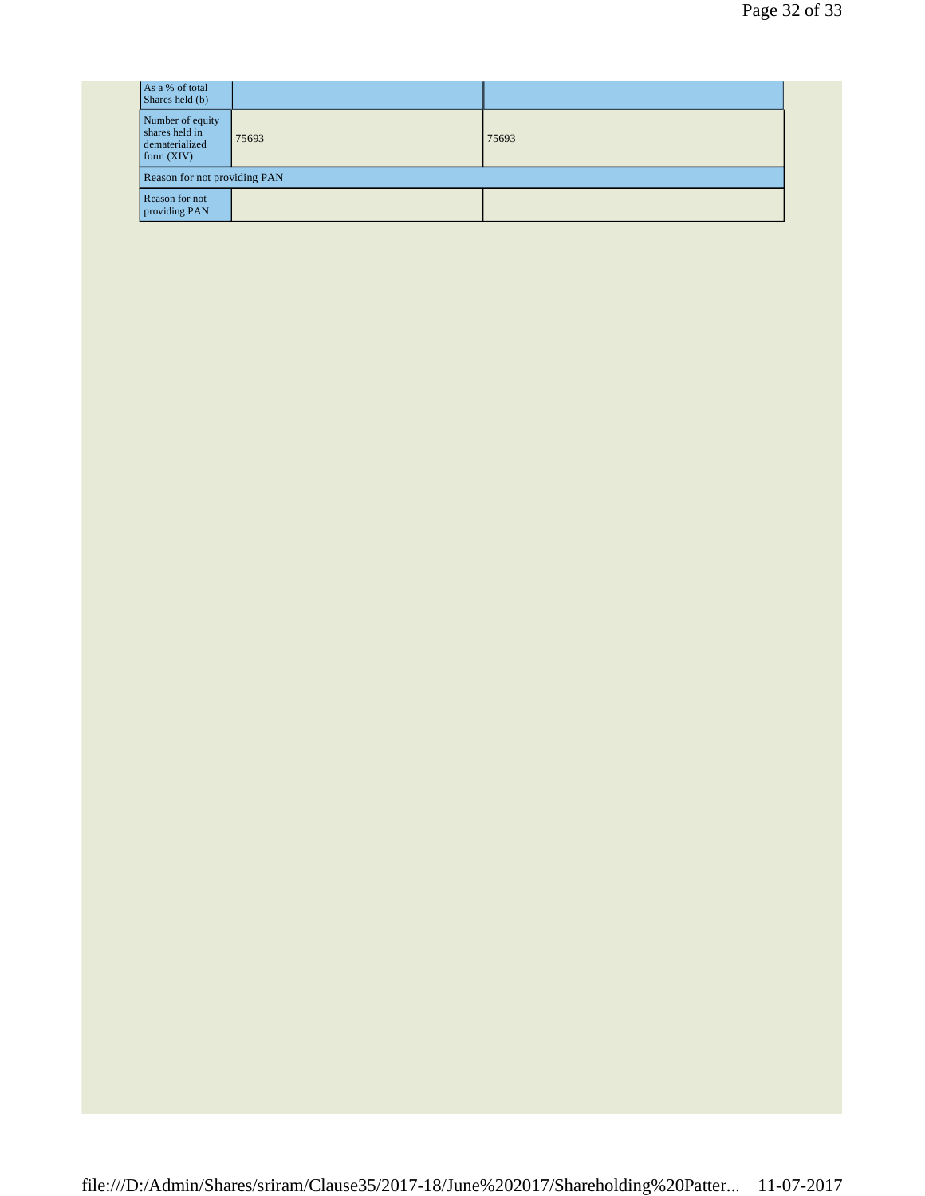| | | |
|---|---|---|
| As a % of total Shares held (b) | | |
| Number of equity shares held in dematerialized form (XIV) | 75693 | 75693 |
| Reason for not providing PAN | | |
| Reason for not providing PAN | | |